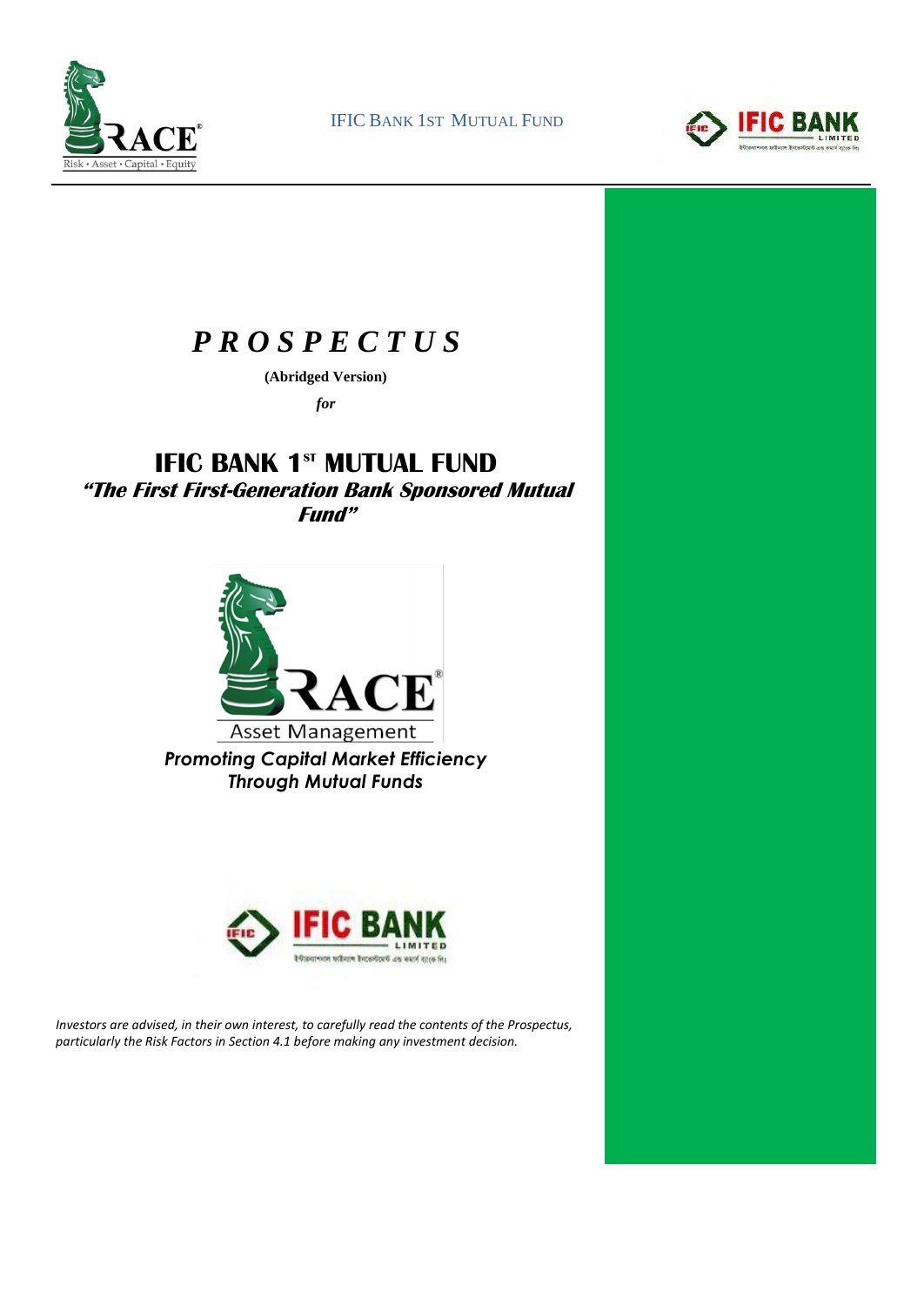IFIC BANK 1ST MUTUAL FUND

# *PROSPECTUS*

**(Abridged Version)**

*for*

# IFIC BANK 1ST MUTUAL FUND

***"The First First-Generation Bank Sponsored Mutual Fund"***

RACE®

Asset Management

***Promoting Capital Market Efficiency Through Mutual Funds***

IFIC BANK LIMITED

*Investors are advised, in their own interest, to carefully read the contents of the Prospectus, particularly the Risk Factors in Section 4.1 before making any investment decision.*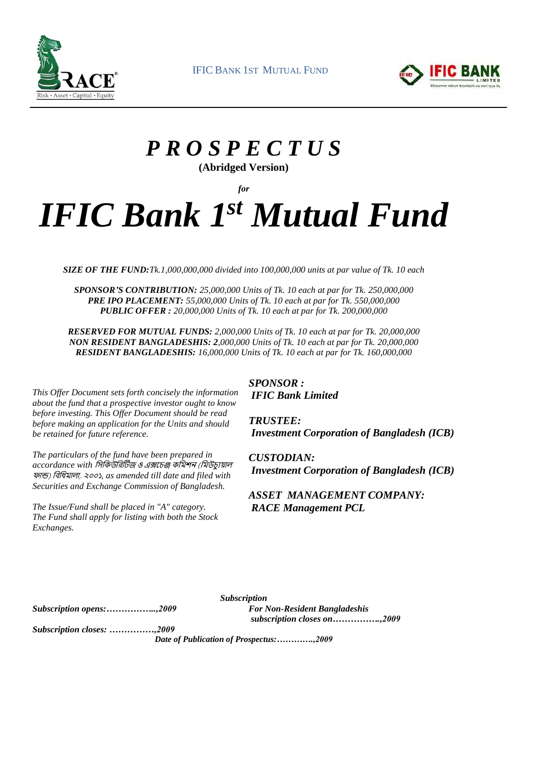IFIC BANK 1ST MUTUAL FUND

# *P R O S P E C T U S*

**(Abridged Version)**

***for***

# *IFIC Bank 1st Mutual Fund*

***SIZE OF THE FUND:*** *Tk.1,000,000,000 divided into 100,000,000 units at par value of Tk. 10 each*

***SPONSOR'S CONTRIBUTION:*** *25,000,000 Units of Tk. 10 each at par for Tk. 250,000,000*
***PRE IPO PLACEMENT:*** *55,000,000 Units of Tk. 10 each at par for Tk. 550,000,000*
***PUBLIC OFFER :*** *20,000,000 Units of Tk. 10 each at par for Tk. 200,000,000*

***RESERVED FOR MUTUAL FUNDS:*** *2,000,000 Units of Tk. 10 each at par for Tk. 20,000,000*
***NON RESIDENT BANGLADESHIS: 2****,000,000 Units of Tk. 10 each at par for Tk. 20,000,000*
***RESIDENT BANGLADESHIS:*** *16,000,000 Units of Tk. 10 each at par for Tk. 160,000,000*

*This Offer Document sets forth concisely the information about the fund that a prospective investor ought to know before investing. This Offer Document should be read before making an application for the Units and should be retained for future reference.*

*The particulars of the fund have been prepared in accordance with সিকিউরিটিজ ও এক্সচেঞ্জ কমিশন (মিউচ্যুয়াল ফান্ড) বিধিমালা, ২০০১, as amended till date and filed with Securities and Exchange Commission of Bangladesh.*

*The Issue/Fund shall be placed in "A" category.*
*The Fund shall apply for listing with both the Stock Exchanges.*

***SPONSOR :***
***IFIC Bank Limited***

***TRUSTEE:***
***Investment Corporation of Bangladesh (ICB)***

***CUSTODIAN:***
***Investment Corporation of Bangladesh (ICB)***

***ASSET MANAGEMENT COMPANY:***
***RACE Management PCL***

***Subscription***

***Subscription opens:……………...,2009***

***For Non-Resident Bangladeshis subscription closes on……………..,2009***

***Subscription closes: ……………,2009***

***Date of Publication of Prospectus:…………..,2009***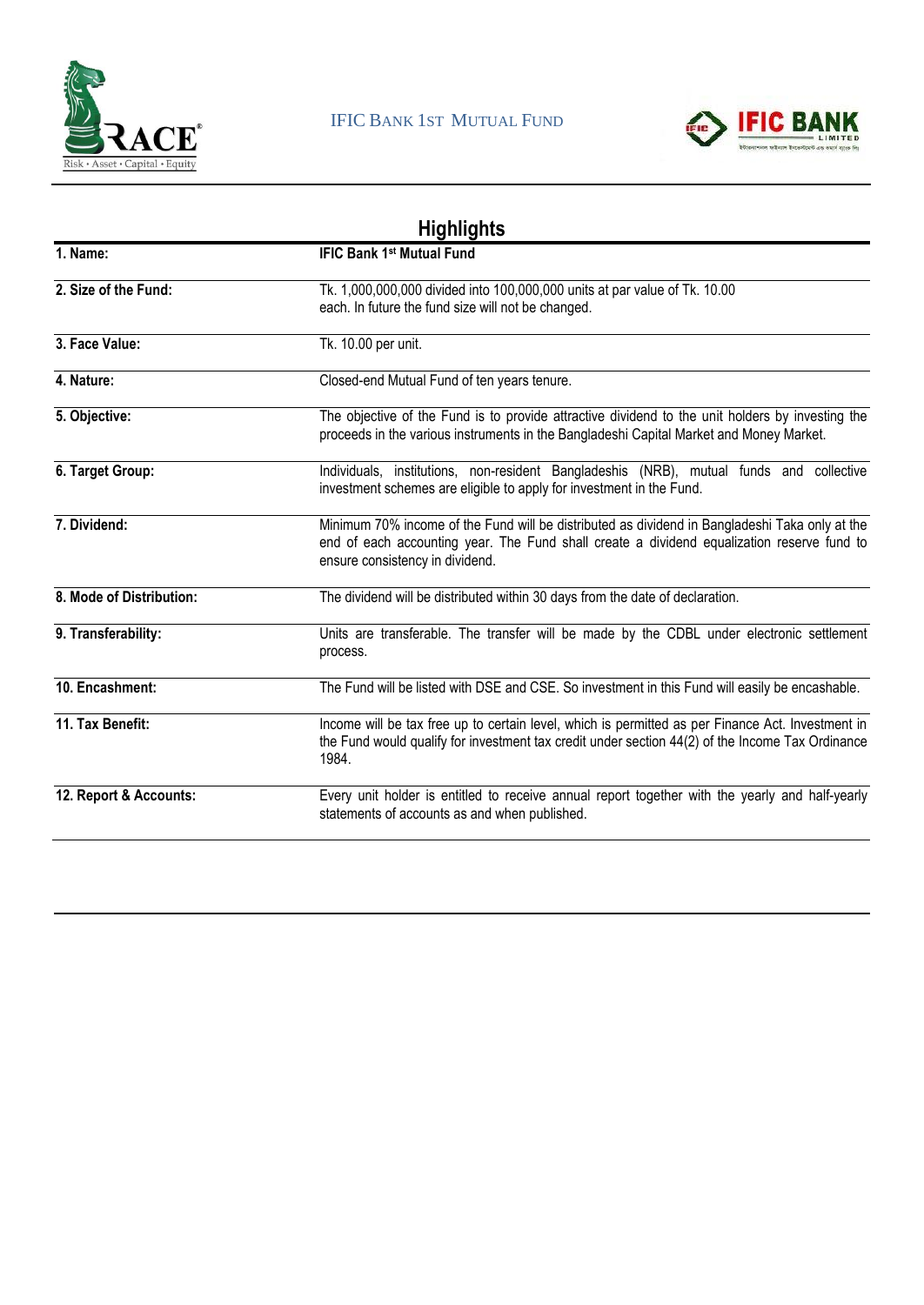## Highlights

| | |
|---|---|
| **1. Name:** | **IFIC Bank 1st Mutual Fund** |
| **2. Size of the Fund:** | Tk. 1,000,000,000 divided into 100,000,000 units at par value of Tk. 10.00 each. In future the fund size will not be changed. |
| **3. Face Value:** | Tk. 10.00 per unit. |
| **4. Nature:** | Closed-end Mutual Fund of ten years tenure. |
| **5. Objective:** | The objective of the Fund is to provide attractive dividend to the unit holders by investing the proceeds in the various instruments in the Bangladeshi Capital Market and Money Market. |
| **6. Target Group:** | Individuals, institutions, non-resident Bangladeshis (NRB), mutual funds and collective investment schemes are eligible to apply for investment in the Fund. |
| **7. Dividend:** | Minimum 70% income of the Fund will be distributed as dividend in Bangladeshi Taka only at the end of each accounting year. The Fund shall create a dividend equalization reserve fund to ensure consistency in dividend. |
| **8. Mode of Distribution:** | The dividend will be distributed within 30 days from the date of declaration. |
| **9. Transferability:** | Units are transferable. The transfer will be made by the CDBL under electronic settlement process. |
| **10. Encashment:** | The Fund will be listed with DSE and CSE. So investment in this Fund will easily be encashable. |
| **11. Tax Benefit:** | Income will be tax free up to certain level, which is permitted as per Finance Act. Investment in the Fund would qualify for investment tax credit under section 44(2) of the Income Tax Ordinance 1984. |
| **12. Report & Accounts:** | Every unit holder is entitled to receive annual report together with the yearly and half-yearly statements of accounts as and when published. |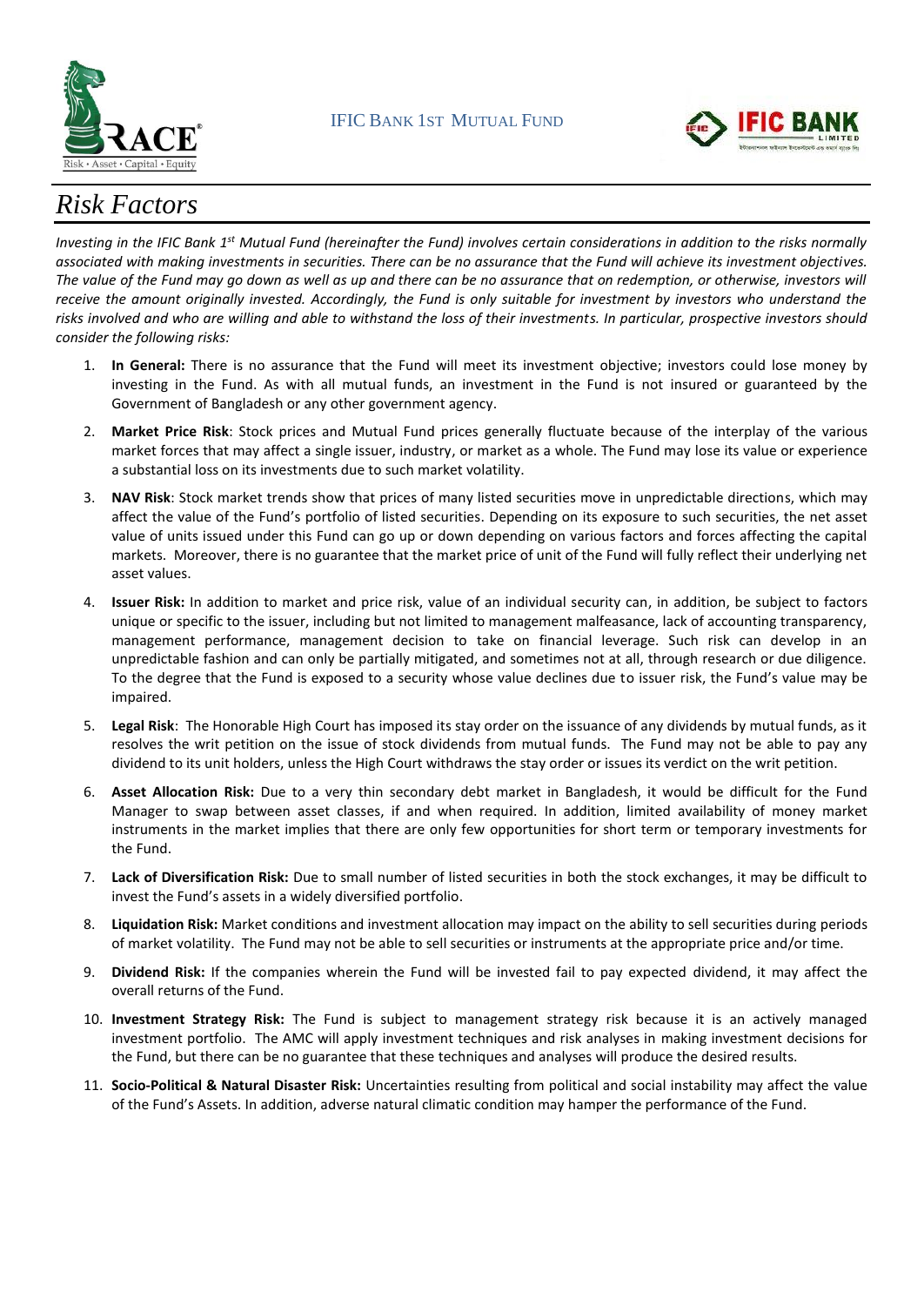# Risk Factors

*Investing in the IFIC Bank 1st Mutual Fund (hereinafter the Fund) involves certain considerations in addition to the risks normally associated with making investments in securities. There can be no assurance that the Fund will achieve its investment objectives. The value of the Fund may go down as well as up and there can be no assurance that on redemption, or otherwise, investors will receive the amount originally invested. Accordingly, the Fund is only suitable for investment by investors who understand the risks involved and who are willing and able to withstand the loss of their investments. In particular, prospective investors should consider the following risks:*

1. **In General:** There is no assurance that the Fund will meet its investment objective; investors could lose money by investing in the Fund. As with all mutual funds, an investment in the Fund is not insured or guaranteed by the Government of Bangladesh or any other government agency.
2. **Market Price Risk**: Stock prices and Mutual Fund prices generally fluctuate because of the interplay of the various market forces that may affect a single issuer, industry, or market as a whole. The Fund may lose its value or experience a substantial loss on its investments due to such market volatility.
3. **NAV Risk**: Stock market trends show that prices of many listed securities move in unpredictable directions, which may affect the value of the Fund's portfolio of listed securities. Depending on its exposure to such securities, the net asset value of units issued under this Fund can go up or down depending on various factors and forces affecting the capital markets. Moreover, there is no guarantee that the market price of unit of the Fund will fully reflect their underlying net asset values.
4. **Issuer Risk:** In addition to market and price risk, value of an individual security can, in addition, be subject to factors unique or specific to the issuer, including but not limited to management malfeasance, lack of accounting transparency, management performance, management decision to take on financial leverage. Such risk can develop in an unpredictable fashion and can only be partially mitigated, and sometimes not at all, through research or due diligence. To the degree that the Fund is exposed to a security whose value declines due to issuer risk, the Fund's value may be impaired.
5. **Legal Risk**: The Honorable High Court has imposed its stay order on the issuance of any dividends by mutual funds, as it resolves the writ petition on the issue of stock dividends from mutual funds. The Fund may not be able to pay any dividend to its unit holders, unless the High Court withdraws the stay order or issues its verdict on the writ petition.
6. **Asset Allocation Risk:** Due to a very thin secondary debt market in Bangladesh, it would be difficult for the Fund Manager to swap between asset classes, if and when required. In addition, limited availability of money market instruments in the market implies that there are only few opportunities for short term or temporary investments for the Fund.
7. **Lack of Diversification Risk:** Due to small number of listed securities in both the stock exchanges, it may be difficult to invest the Fund's assets in a widely diversified portfolio.
8. **Liquidation Risk:** Market conditions and investment allocation may impact on the ability to sell securities during periods of market volatility. The Fund may not be able to sell securities or instruments at the appropriate price and/or time.
9. **Dividend Risk:** If the companies wherein the Fund will be invested fail to pay expected dividend, it may affect the overall returns of the Fund.
10. **Investment Strategy Risk:** The Fund is subject to management strategy risk because it is an actively managed investment portfolio. The AMC will apply investment techniques and risk analyses in making investment decisions for the Fund, but there can be no guarantee that these techniques and analyses will produce the desired results.
11. **Socio-Political & Natural Disaster Risk:** Uncertainties resulting from political and social instability may affect the value of the Fund's Assets. In addition, adverse natural climatic condition may hamper the performance of the Fund.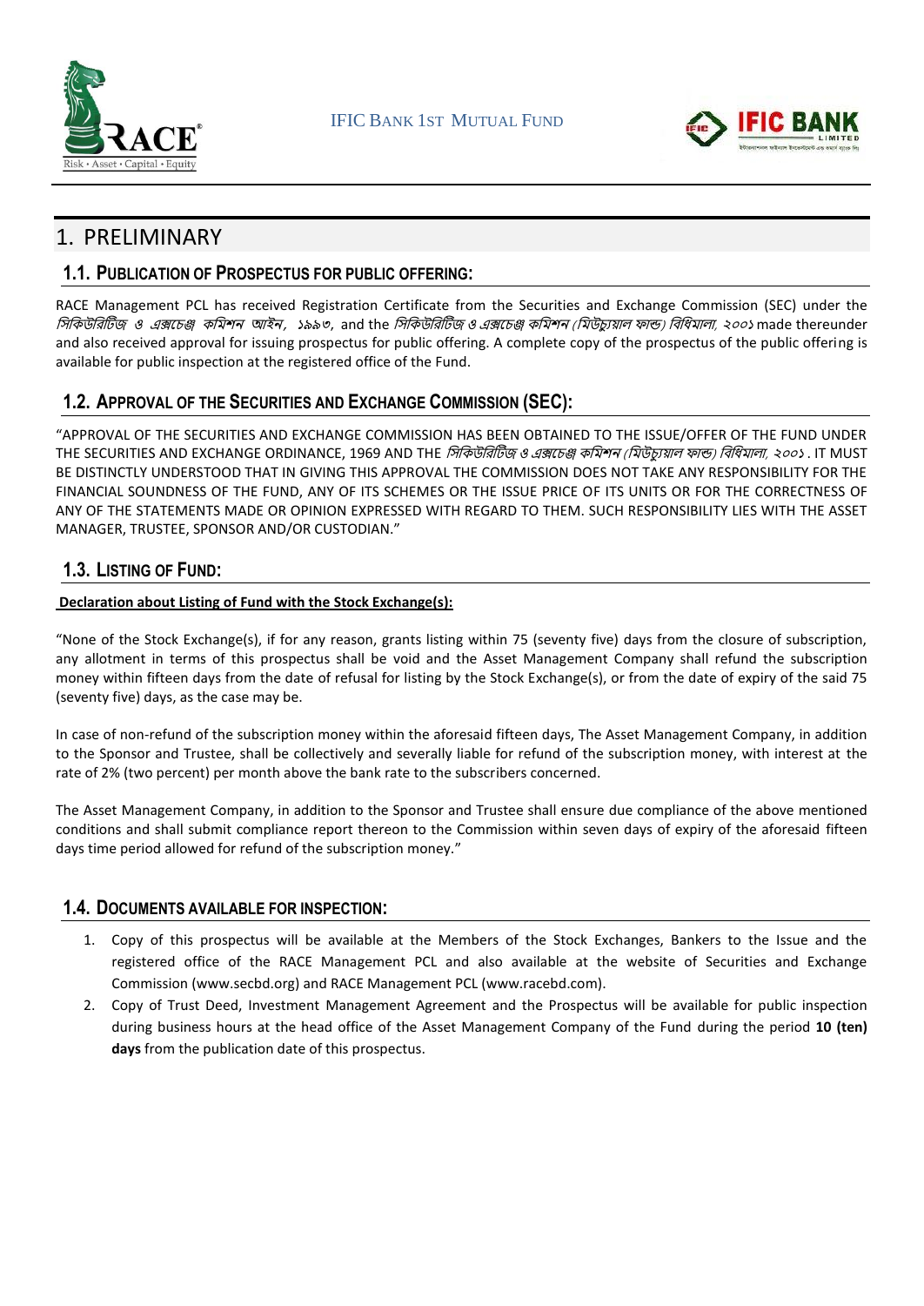# 1. PRELIMINARY

## 1.1. PUBLICATION OF PROSPECTUS FOR PUBLIC OFFERING:

RACE Management PCL has received Registration Certificate from the Securities and Exchange Commission (SEC) under the *সিকিউরিটিজ ও এক্সচেঞ্জ কমিশন আইন, ১৯৯৩*, and the *সিকিউরিটিজ ও এক্সচেঞ্জ কমিশন (মিউচ্যুয়াল ফান্ড) বিধিমালা, ২০০১* made thereunder and also received approval for issuing prospectus for public offering. A complete copy of the prospectus of the public offering is available for public inspection at the registered office of the Fund.

## 1.2. APPROVAL OF THE SECURITIES AND EXCHANGE COMMISSION (SEC):

"APPROVAL OF THE SECURITIES AND EXCHANGE COMMISSION HAS BEEN OBTAINED TO THE ISSUE/OFFER OF THE FUND UNDER THE SECURITIES AND EXCHANGE ORDINANCE, 1969 AND THE *সিকিউরিটিজ ও এক্সচেঞ্জ কমিশন (মিউচ্যুয়াল ফান্ড) বিধিমালা, ২০০১*. IT MUST BE DISTINCTLY UNDERSTOOD THAT IN GIVING THIS APPROVAL THE COMMISSION DOES NOT TAKE ANY RESPONSIBILITY FOR THE FINANCIAL SOUNDNESS OF THE FUND, ANY OF ITS SCHEMES OR THE ISSUE PRICE OF ITS UNITS OR FOR THE CORRECTNESS OF ANY OF THE STATEMENTS MADE OR OPINION EXPRESSED WITH REGARD TO THEM. SUCH RESPONSIBILITY LIES WITH THE ASSET MANAGER, TRUSTEE, SPONSOR AND/OR CUSTODIAN."

## 1.3. LISTING OF FUND:

**Declaration about Listing of Fund with the Stock Exchange(s):**

"None of the Stock Exchange(s), if for any reason, grants listing within 75 (seventy five) days from the closure of subscription, any allotment in terms of this prospectus shall be void and the Asset Management Company shall refund the subscription money within fifteen days from the date of refusal for listing by the Stock Exchange(s), or from the date of expiry of the said 75 (seventy five) days, as the case may be.

In case of non-refund of the subscription money within the aforesaid fifteen days, The Asset Management Company, in addition to the Sponsor and Trustee, shall be collectively and severally liable for refund of the subscription money, with interest at the rate of 2% (two percent) per month above the bank rate to the subscribers concerned.

The Asset Management Company, in addition to the Sponsor and Trustee shall ensure due compliance of the above mentioned conditions and shall submit compliance report thereon to the Commission within seven days of expiry of the aforesaid fifteen days time period allowed for refund of the subscription money."

## 1.4. DOCUMENTS AVAILABLE FOR INSPECTION:

1. Copy of this prospectus will be available at the Members of the Stock Exchanges, Bankers to the Issue and the registered office of the RACE Management PCL and also available at the website of Securities and Exchange Commission (www.secbd.org) and RACE Management PCL (www.racebd.com).
2. Copy of Trust Deed, Investment Management Agreement and the Prospectus will be available for public inspection during business hours at the head office of the Asset Management Company of the Fund during the period **10 (ten) days** from the publication date of this prospectus.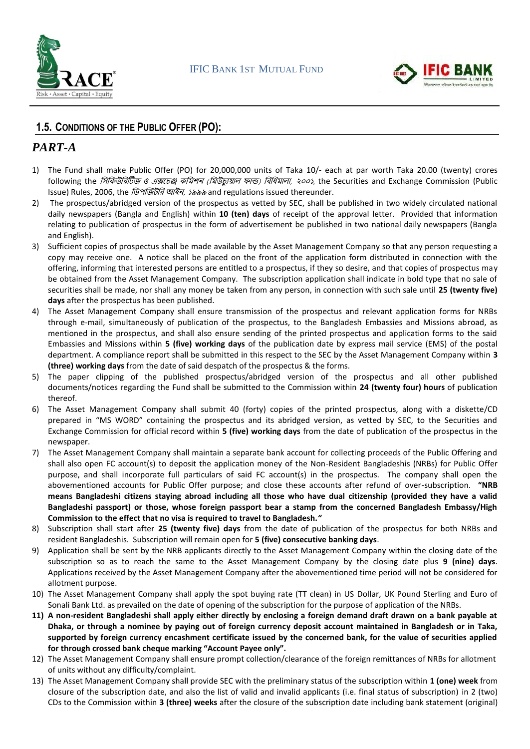## 1.5. CONDITIONS OF THE PUBLIC OFFER (PO):

## *PART-A*

1) The Fund shall make Public Offer (PO) for 20,000,000 units of Taka 10/- each at par worth Taka 20.00 (twenty) crores following the *সিকিউরিটিজ ও এক্সচেঞ্জ কমিশন (মিউচ্যুয়াল ফান্ড) বিধিমালা, ২০০১*, the Securities and Exchange Commission (Public Issue) Rules, 2006, the *ডিপজিটরি আইন, ১৯৯৯* and regulations issued thereunder.
2) The prospectus/abridged version of the prospectus as vetted by SEC, shall be published in two widely circulated national daily newspapers (Bangla and English) within **10 (ten) days** of receipt of the approval letter. Provided that information relating to publication of prospectus in the form of advertisement be published in two national daily newspapers (Bangla and English).
3) Sufficient copies of prospectus shall be made available by the Asset Management Company so that any person requesting a copy may receive one. A notice shall be placed on the front of the application form distributed in connection with the offering, informing that interested persons are entitled to a prospectus, if they so desire, and that copies of prospectus may be obtained from the Asset Management Company. The subscription application shall indicate in bold type that no sale of securities shall be made, nor shall any money be taken from any person, in connection with such sale until **25 (twenty five) days** after the prospectus has been published.
4) The Asset Management Company shall ensure transmission of the prospectus and relevant application forms for NRBs through e-mail, simultaneously of publication of the prospectus, to the Bangladesh Embassies and Missions abroad, as mentioned in the prospectus, and shall also ensure sending of the printed prospectus and application forms to the said Embassies and Missions within **5 (five) working days** of the publication date by express mail service (EMS) of the postal department. A compliance report shall be submitted in this respect to the SEC by the Asset Management Company within **3 (three) working days** from the date of said despatch of the prospectus & the forms.
5) The paper clipping of the published prospectus/abridged version of the prospectus and all other published documents/notices regarding the Fund shall be submitted to the Commission within **24 (twenty four) hours** of publication thereof.
6) The Asset Management Company shall submit 40 (forty) copies of the printed prospectus, along with a diskette/CD prepared in "MS WORD" containing the prospectus and its abridged version, as vetted by SEC, to the Securities and Exchange Commission for official record within **5 (five) working days** from the date of publication of the prospectus in the newspaper.
7) The Asset Management Company shall maintain a separate bank account for collecting proceeds of the Public Offering and shall also open FC account(s) to deposit the application money of the Non-Resident Bangladeshis (NRBs) for Public Offer purpose, and shall incorporate full particulars of said FC account(s) in the prospectus. The company shall open the abovementioned accounts for Public Offer purpose; and close these accounts after refund of over-subscription. **"NRB means Bangladeshi citizens staying abroad including all those who have dual citizenship (provided they have a valid Bangladeshi passport) or those, whose foreign passport bear a stamp from the concerned Bangladesh Embassy/High Commission to the effect that no visa is required to travel to Bangladesh."**
8) Subscription shall start after **25 (twenty five) days** from the date of publication of the prospectus for both NRBs and resident Bangladeshis. Subscription will remain open for **5 (five) consecutive banking days**.
9) Application shall be sent by the NRB applicants directly to the Asset Management Company within the closing date of the subscription so as to reach the same to the Asset Management Company by the closing date plus **9 (nine) days**. Applications received by the Asset Management Company after the abovementioned time period will not be considered for allotment purpose.
10) The Asset Management Company shall apply the spot buying rate (TT clean) in US Dollar, UK Pound Sterling and Euro of Sonali Bank Ltd. as prevailed on the date of opening of the subscription for the purpose of application of the NRBs.
11) **A non-resident Bangladeshi shall apply either directly by enclosing a foreign demand draft drawn on a bank payable at Dhaka, or through a nominee by paying out of foreign currency deposit account maintained in Bangladesh or in Taka, supported by foreign currency encashment certificate issued by the concerned bank, for the value of securities applied for through crossed bank cheque marking "Account Payee only".**
12) The Asset Management Company shall ensure prompt collection/clearance of the foreign remittances of NRBs for allotment of units without any difficulty/complaint.
13) The Asset Management Company shall provide SEC with the preliminary status of the subscription within **1 (one) week** from closure of the subscription date, and also the list of valid and invalid applicants (i.e. final status of subscription) in 2 (two) CDs to the Commission within **3 (three) weeks** after the closure of the subscription date including bank statement (original)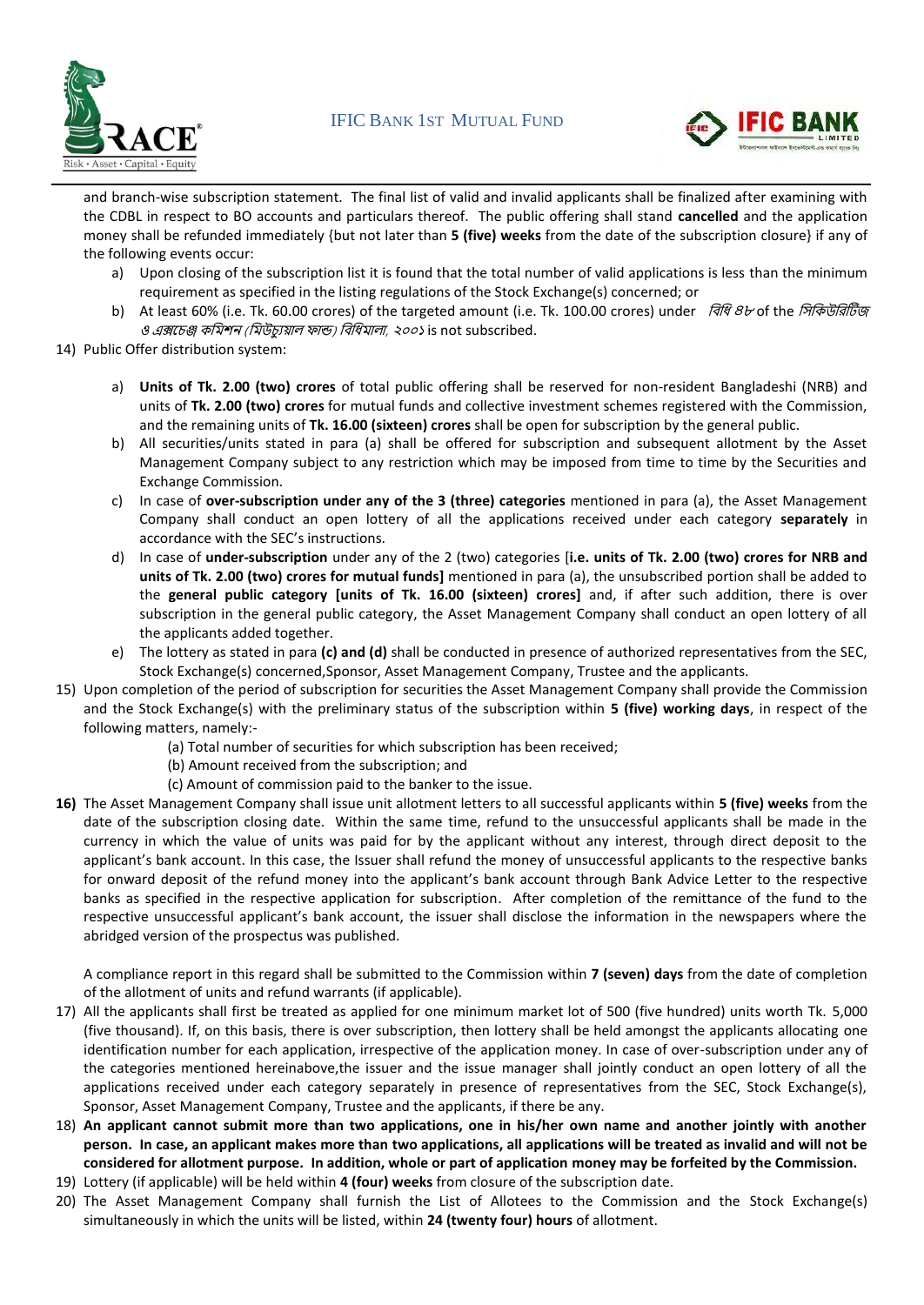and branch-wise subscription statement. The final list of valid and invalid applicants shall be finalized after examining with the CDBL in respect to BO accounts and particulars thereof. The public offering shall stand **cancelled** and the application money shall be refunded immediately {but not later than **5 (five) weeks** from the date of the subscription closure} if any of the following events occur:

a) Upon closing of the subscription list it is found that the total number of valid applications is less than the minimum requirement as specified in the listing regulations of the Stock Exchange(s) concerned; or
b) At least 60% (i.e. Tk. 60.00 crores) of the targeted amount (i.e. Tk. 100.00 crores) under *বিধি ৪৮* of the *সিকিউরিটিজ ও এক্সচেঞ্জ কমিশন (মিউচ্যুয়াল ফান্ড) বিধিমালা, ২০০১* is not subscribed.

14) Public Offer distribution system:

a) **Units of Tk. 2.00 (two) crores** of total public offering shall be reserved for non-resident Bangladeshi (NRB) and units of **Tk. 2.00 (two) crores** for mutual funds and collective investment schemes registered with the Commission, and the remaining units of **Tk. 16.00 (sixteen) crores** shall be open for subscription by the general public.
b) All securities/units stated in para (a) shall be offered for subscription and subsequent allotment by the Asset Management Company subject to any restriction which may be imposed from time to time by the Securities and Exchange Commission.
c) In case of **over-subscription under any of the 3 (three) categories** mentioned in para (a), the Asset Management Company shall conduct an open lottery of all the applications received under each category **separately** in accordance with the SEC's instructions.
d) In case of **under-subscription** under any of the 2 (two) categories [**i.e. units of Tk. 2.00 (two) crores for NRB and units of Tk. 2.00 (two) crores for mutual funds]** mentioned in para (a), the unsubscribed portion shall be added to the **general public category [units of Tk. 16.00 (sixteen) crores]** and, if after such addition, there is over subscription in the general public category, the Asset Management Company shall conduct an open lottery of all the applicants added together.
e) The lottery as stated in para **(c) and (d)** shall be conducted in presence of authorized representatives from the SEC, Stock Exchange(s) concerned,Sponsor, Asset Management Company, Trustee and the applicants.

15) Upon completion of the period of subscription for securities the Asset Management Company shall provide the Commission and the Stock Exchange(s) with the preliminary status of the subscription within **5 (five) working days**, in respect of the following matters, namely:-

(a) Total number of securities for which subscription has been received;
(b) Amount received from the subscription; and
(c) Amount of commission paid to the banker to the issue.

**16)** The Asset Management Company shall issue unit allotment letters to all successful applicants within **5 (five) weeks** from the date of the subscription closing date. Within the same time, refund to the unsuccessful applicants shall be made in the currency in which the value of units was paid for by the applicant without any interest, through direct deposit to the applicant's bank account. In this case, the Issuer shall refund the money of unsuccessful applicants to the respective banks for onward deposit of the refund money into the applicant's bank account through Bank Advice Letter to the respective banks as specified in the respective application for subscription. After completion of the remittance of the fund to the respective unsuccessful applicant's bank account, the issuer shall disclose the information in the newspapers where the abridged version of the prospectus was published.

A compliance report in this regard shall be submitted to the Commission within **7 (seven) days** from the date of completion of the allotment of units and refund warrants (if applicable).

17) All the applicants shall first be treated as applied for one minimum market lot of 500 (five hundred) units worth Tk. 5,000 (five thousand). If, on this basis, there is over subscription, then lottery shall be held amongst the applicants allocating one identification number for each application, irrespective of the application money. In case of over-subscription under any of the categories mentioned hereinabove,the issuer and the issue manager shall jointly conduct an open lottery of all the applications received under each category separately in presence of representatives from the SEC, Stock Exchange(s), Sponsor, Asset Management Company, Trustee and the applicants, if there be any.

18) **An applicant cannot submit more than two applications, one in his/her own name and another jointly with another person. In case, an applicant makes more than two applications, all applications will be treated as invalid and will not be considered for allotment purpose. In addition, whole or part of application money may be forfeited by the Commission.**

19) Lottery (if applicable) will be held within **4 (four) weeks** from closure of the subscription date.

20) The Asset Management Company shall furnish the List of Allotees to the Commission and the Stock Exchange(s) simultaneously in which the units will be listed, within **24 (twenty four) hours** of allotment.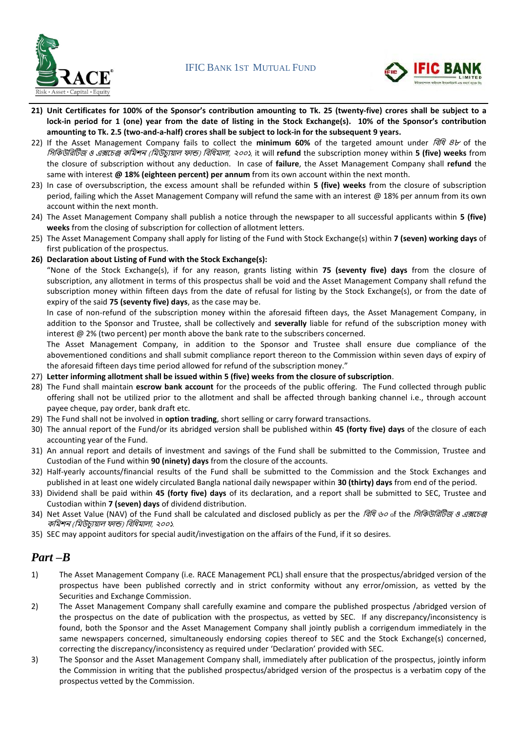21) **Unit Certificates for 100% of the Sponsor's contribution amounting to Tk. 25 (twenty-five) crores shall be subject to a lock-in period for 1 (one) year from the date of listing in the Stock Exchange(s). 10% of the Sponsor's contribution amounting to Tk. 2.5 (two-and-a-half) crores shall be subject to lock-in for the subsequent 9 years.**
22) If the Asset Management Company fails to collect the **minimum 60%** of the targeted amount under *বিধি ৪৮* of the *সিকিউরিটিজ ও এক্সচেঞ্জ কমিশন (মিউচ্যুয়াল ফান্ড) বিধিমালা, ২০০১,* it will **refund** the subscription money within **5 (five) weeks** from the closure of subscription without any deduction. In case of **failure**, the Asset Management Company shall **refund** the same with interest **@ 18% (eighteen percent) per annum** from its own account within the next month.
23) In case of oversubscription, the excess amount shall be refunded within **5 (five) weeks** from the closure of subscription period, failing which the Asset Management Company will refund the same with an interest @ 18% per annum from its own account within the next month.
24) The Asset Management Company shall publish a notice through the newspaper to all successful applicants within **5 (five) weeks** from the closing of subscription for collection of allotment letters.
25) The Asset Management Company shall apply for listing of the Fund with Stock Exchange(s) within **7 (seven) working days** of first publication of the prospectus.
26) **Declaration about Listing of Fund with the Stock Exchange(s):**

    "None of the Stock Exchange(s), if for any reason, grants listing within **75 (seventy five) days** from the closure of subscription, any allotment in terms of this prospectus shall be void and the Asset Management Company shall refund the subscription money within fifteen days from the date of refusal for listing by the Stock Exchange(s), or from the date of expiry of the said **75 (seventy five) days**, as the case may be.

    In case of non-refund of the subscription money within the aforesaid fifteen days, the Asset Management Company, in addition to the Sponsor and Trustee, shall be collectively and **severally** liable for refund of the subscription money with interest @ 2% (two percent) per month above the bank rate to the subscribers concerned.

    The Asset Management Company, in addition to the Sponsor and Trustee shall ensure due compliance of the abovementioned conditions and shall submit compliance report thereon to the Commission within seven days of expiry of the aforesaid fifteen days time period allowed for refund of the subscription money."
27) **Letter informing allotment shall be issued within 5 (five) weeks from the closure of subscription**.
28) The Fund shall maintain **escrow bank account** for the proceeds of the public offering. The Fund collected through public offering shall not be utilized prior to the allotment and shall be affected through banking channel i.e., through account payee cheque, pay order, bank draft etc.
29) The Fund shall not be involved in **option trading**, short selling or carry forward transactions.
30) The annual report of the Fund/or its abridged version shall be published within **45 (forty five) days** of the closure of each accounting year of the Fund.
31) An annual report and details of investment and savings of the Fund shall be submitted to the Commission, Trustee and Custodian of the Fund within **90 (ninety) days** from the closure of the accounts.
32) Half-yearly accounts/financial results of the Fund shall be submitted to the Commission and the Stock Exchanges and published in at least one widely circulated Bangla national daily newspaper within **30 (thirty) days** from end of the period.
33) Dividend shall be paid within **45 (forty five) days** of its declaration, and a report shall be submitted to SEC, Trustee and Custodian within **7 (seven) days** of dividend distribution.
34) Net Asset Value (NAV) of the Fund shall be calculated and disclosed publicly as per the *বিধি ৬০* of the *সিকিউরিটিজ ও এক্সচেঞ্জ কমিশন (মিউচ্যুয়াল ফান্ড) বিধিমালা, ২০০১.*
35) SEC may appoint auditors for special audit/investigation on the affairs of the Fund, if it so desires.

## *Part –B*

1) The Asset Management Company (i.e. RACE Management PCL) shall ensure that the prospectus/abridged version of the prospectus have been published correctly and in strict conformity without any error/omission, as vetted by the Securities and Exchange Commission.
2) The Asset Management Company shall carefully examine and compare the published prospectus /abridged version of the prospectus on the date of publication with the prospectus, as vetted by SEC. If any discrepancy/inconsistency is found, both the Sponsor and the Asset Management Company shall jointly publish a corrigendum immediately in the same newspapers concerned, simultaneously endorsing copies thereof to SEC and the Stock Exchange(s) concerned, correcting the discrepancy/inconsistency as required under 'Declaration' provided with SEC.
3) The Sponsor and the Asset Management Company shall, immediately after publication of the prospectus, jointly inform the Commission in writing that the published prospectus/abridged version of the prospectus is a verbatim copy of the prospectus vetted by the Commission.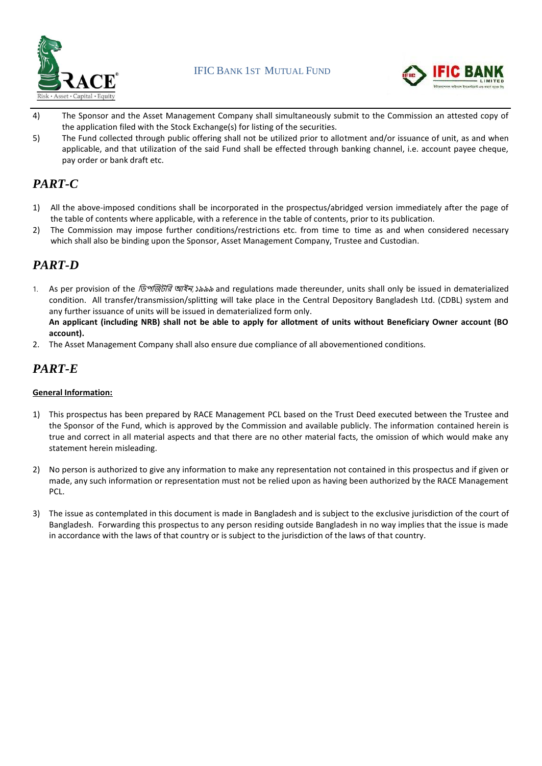4) The Sponsor and the Asset Management Company shall simultaneously submit to the Commission an attested copy of the application filed with the Stock Exchange(s) for listing of the securities.
5) The Fund collected through public offering shall not be utilized prior to allotment and/or issuance of unit, as and when applicable, and that utilization of the said Fund shall be effected through banking channel, i.e. account payee cheque, pay order or bank draft etc.

## *PART-C*

1) All the above-imposed conditions shall be incorporated in the prospectus/abridged version immediately after the page of the table of contents where applicable, with a reference in the table of contents, prior to its publication.
2) The Commission may impose further conditions/restrictions etc. from time to time as and when considered necessary which shall also be binding upon the Sponsor, Asset Management Company, Trustee and Custodian.

## *PART-D*

1. As per provision of the *ডিপজিটরি আইন,* ১৯৯৯ and regulations made thereunder, units shall only be issued in dematerialized condition. All transfer/transmission/splitting will take place in the Central Depository Bangladesh Ltd. (CDBL) system and any further issuance of units will be issued in dematerialized form only.
   **An applicant (including NRB) shall not be able to apply for allotment of units without Beneficiary Owner account (BO account).**
2. The Asset Management Company shall also ensure due compliance of all abovementioned conditions.

## *PART-E*

**General Information:**

1) This prospectus has been prepared by RACE Management PCL based on the Trust Deed executed between the Trustee and the Sponsor of the Fund, which is approved by the Commission and available publicly. The information contained herein is true and correct in all material aspects and that there are no other material facts, the omission of which would make any statement herein misleading.

2) No person is authorized to give any information to make any representation not contained in this prospectus and if given or made, any such information or representation must not be relied upon as having been authorized by the RACE Management PCL.

3) The issue as contemplated in this document is made in Bangladesh and is subject to the exclusive jurisdiction of the court of Bangladesh. Forwarding this prospectus to any person residing outside Bangladesh in no way implies that the issue is made in accordance with the laws of that country or is subject to the jurisdiction of the laws of that country.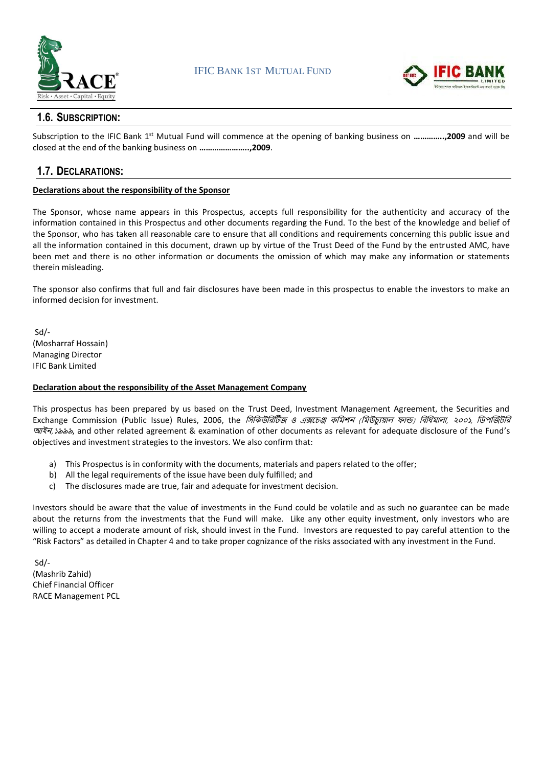## 1.6. SUBSCRIPTION:

Subscription to the IFIC Bank 1st Mutual Fund will commence at the opening of banking business on **…………..,2009** and will be closed at the end of the banking business on **…………………..,2009**.

## 1.7. DECLARATIONS:

**Declarations about the responsibility of the Sponsor**

The Sponsor, whose name appears in this Prospectus, accepts full responsibility for the authenticity and accuracy of the information contained in this Prospectus and other documents regarding the Fund. To the best of the knowledge and belief of the Sponsor, who has taken all reasonable care to ensure that all conditions and requirements concerning this public issue and all the information contained in this document, drawn up by virtue of the Trust Deed of the Fund by the entrusted AMC, have been met and there is no other information or documents the omission of which may make any information or statements therein misleading.

The sponsor also confirms that full and fair disclosures have been made in this prospectus to enable the investors to make an informed decision for investment.

Sd/-
(Mosharraf Hossain)
Managing Director
IFIC Bank Limited

**Declaration about the responsibility of the Asset Management Company**

This prospectus has been prepared by us based on the Trust Deed, Investment Management Agreement, the Securities and Exchange Commission (Public Issue) Rules, 2006, the *সিকিউরিটিজ ও এক্সচেঞ্জ কমিশন (মিউচ্যুয়াল ফান্ড) বিধিমালা, ২০০১, ডিপজিটরি আইন, ১৯৯৯*, and other related agreement & examination of other documents as relevant for adequate disclosure of the Fund's objectives and investment strategies to the investors. We also confirm that:

a) This Prospectus is in conformity with the documents, materials and papers related to the offer;
b) All the legal requirements of the issue have been duly fulfilled; and
c) The disclosures made are true, fair and adequate for investment decision.

Investors should be aware that the value of investments in the Fund could be volatile and as such no guarantee can be made about the returns from the investments that the Fund will make. Like any other equity investment, only investors who are willing to accept a moderate amount of risk, should invest in the Fund. Investors are requested to pay careful attention to the "Risk Factors" as detailed in Chapter 4 and to take proper cognizance of the risks associated with any investment in the Fund.

Sd/-
(Mashrib Zahid)
Chief Financial Officer
RACE Management PCL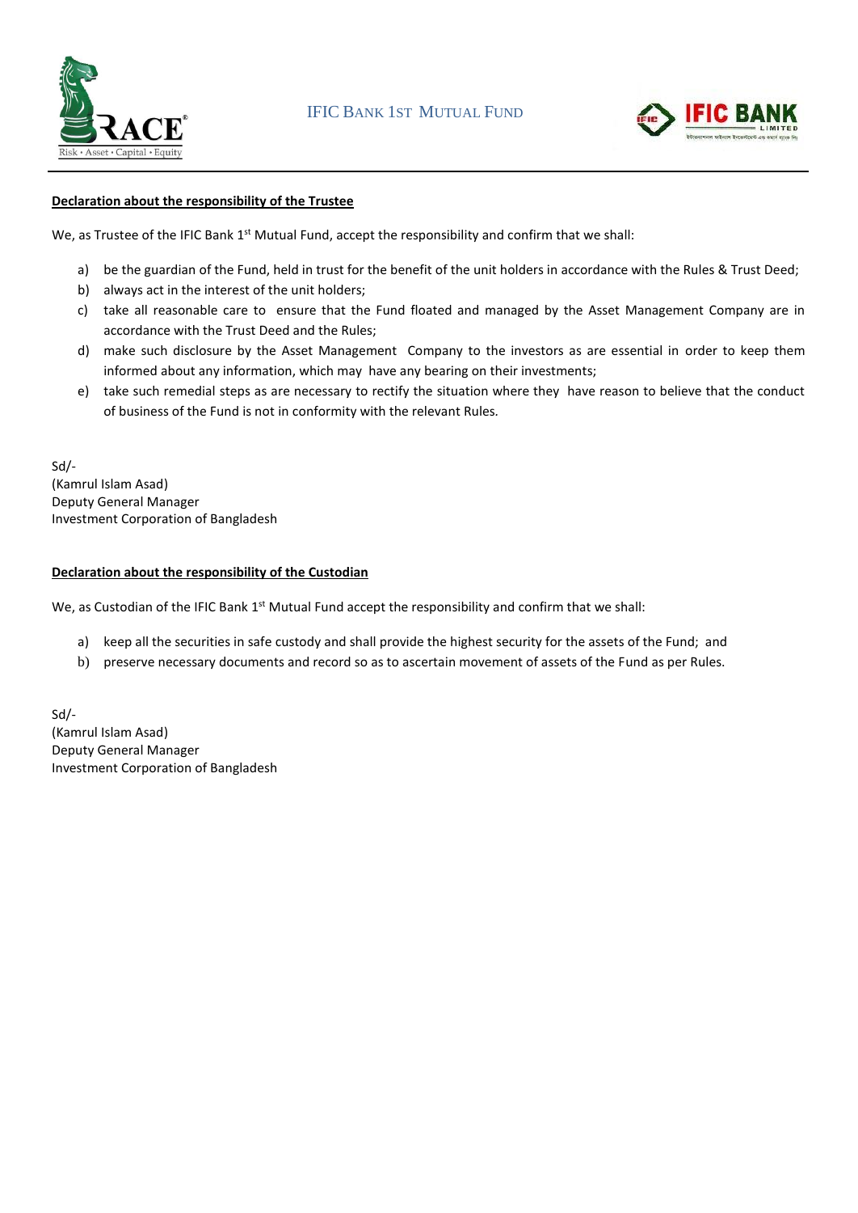**Declaration about the responsibility of the Trustee**

We, as Trustee of the IFIC Bank 1st Mutual Fund, accept the responsibility and confirm that we shall:

a) be the guardian of the Fund, held in trust for the benefit of the unit holders in accordance with the Rules & Trust Deed;
b) always act in the interest of the unit holders;
c) take all reasonable care to ensure that the Fund floated and managed by the Asset Management Company are in accordance with the Trust Deed and the Rules;
d) make such disclosure by the Asset Management Company to the investors as are essential in order to keep them informed about any information, which may have any bearing on their investments;
e) take such remedial steps as are necessary to rectify the situation where they have reason to believe that the conduct of business of the Fund is not in conformity with the relevant Rules.

Sd/-
(Kamrul Islam Asad)
Deputy General Manager
Investment Corporation of Bangladesh

**Declaration about the responsibility of the Custodian**

We, as Custodian of the IFIC Bank 1st Mutual Fund accept the responsibility and confirm that we shall:

a) keep all the securities in safe custody and shall provide the highest security for the assets of the Fund; and
b) preserve necessary documents and record so as to ascertain movement of assets of the Fund as per Rules.

Sd/-
(Kamrul Islam Asad)
Deputy General Manager
Investment Corporation of Bangladesh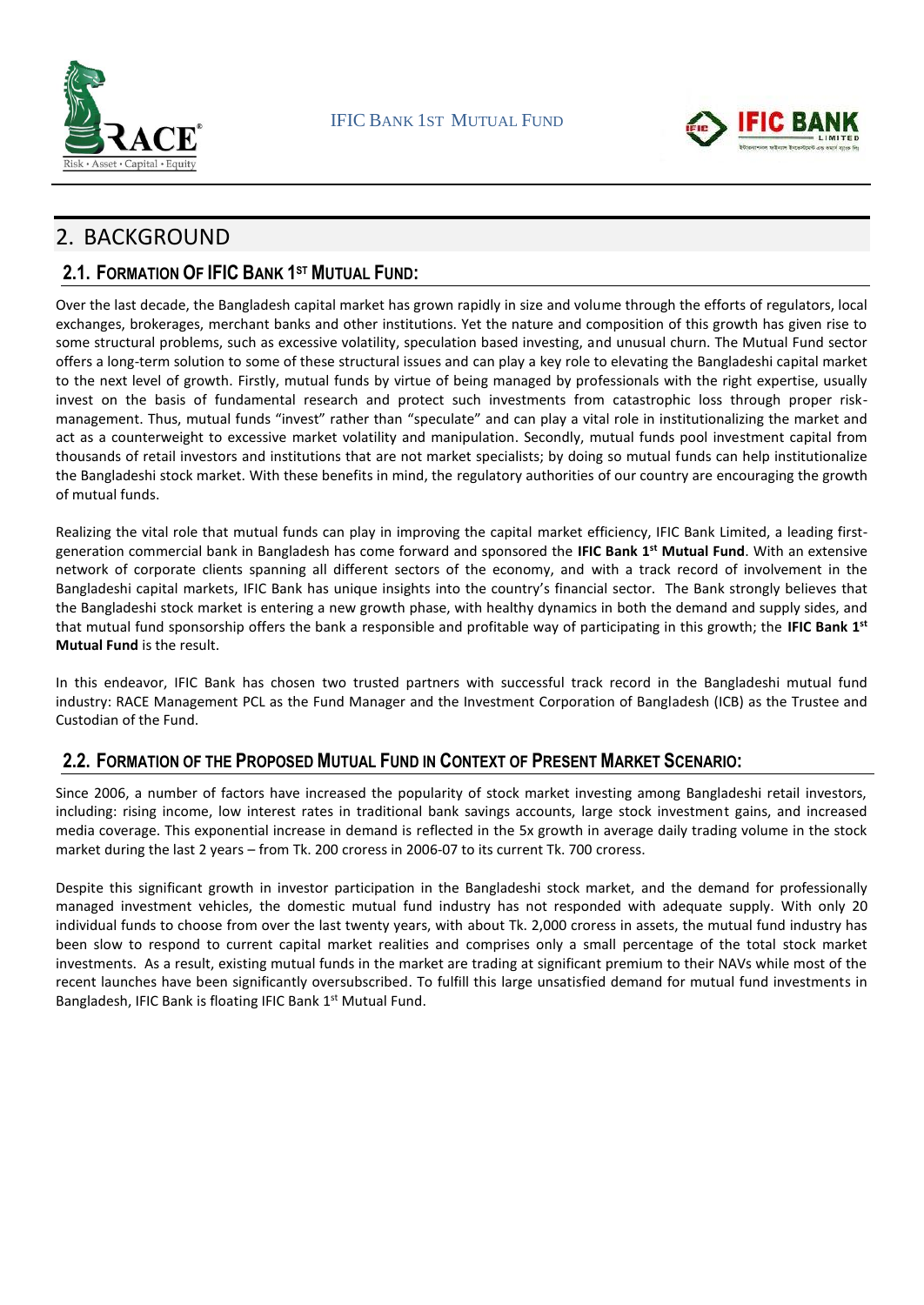# 2. BACKGROUND

## 2.1. FORMATION OF IFIC BANK 1ST MUTUAL FUND:

Over the last decade, the Bangladesh capital market has grown rapidly in size and volume through the efforts of regulators, local exchanges, brokerages, merchant banks and other institutions. Yet the nature and composition of this growth has given rise to some structural problems, such as excessive volatility, speculation based investing, and unusual churn. The Mutual Fund sector offers a long-term solution to some of these structural issues and can play a key role to elevating the Bangladeshi capital market to the next level of growth. Firstly, mutual funds by virtue of being managed by professionals with the right expertise, usually invest on the basis of fundamental research and protect such investments from catastrophic loss through proper risk-management. Thus, mutual funds "invest" rather than "speculate" and can play a vital role in institutionalizing the market and act as a counterweight to excessive market volatility and manipulation. Secondly, mutual funds pool investment capital from thousands of retail investors and institutions that are not market specialists; by doing so mutual funds can help institutionalize the Bangladeshi stock market. With these benefits in mind, the regulatory authorities of our country are encouraging the growth of mutual funds.

Realizing the vital role that mutual funds can play in improving the capital market efficiency, IFIC Bank Limited, a leading first-generation commercial bank in Bangladesh has come forward and sponsored the **IFIC Bank 1st Mutual Fund**. With an extensive network of corporate clients spanning all different sectors of the economy, and with a track record of involvement in the Bangladeshi capital markets, IFIC Bank has unique insights into the country's financial sector. The Bank strongly believes that the Bangladeshi stock market is entering a new growth phase, with healthy dynamics in both the demand and supply sides, and that mutual fund sponsorship offers the bank a responsible and profitable way of participating in this growth; the **IFIC Bank 1st Mutual Fund** is the result.

In this endeavor, IFIC Bank has chosen two trusted partners with successful track record in the Bangladeshi mutual fund industry: RACE Management PCL as the Fund Manager and the Investment Corporation of Bangladesh (ICB) as the Trustee and Custodian of the Fund.

## 2.2. FORMATION OF THE PROPOSED MUTUAL FUND IN CONTEXT OF PRESENT MARKET SCENARIO:

Since 2006, a number of factors have increased the popularity of stock market investing among Bangladeshi retail investors, including: rising income, low interest rates in traditional bank savings accounts, large stock investment gains, and increased media coverage. This exponential increase in demand is reflected in the 5x growth in average daily trading volume in the stock market during the last 2 years – from Tk. 200 croress in 2006-07 to its current Tk. 700 croress.

Despite this significant growth in investor participation in the Bangladeshi stock market, and the demand for professionally managed investment vehicles, the domestic mutual fund industry has not responded with adequate supply. With only 20 individual funds to choose from over the last twenty years, with about Tk. 2,000 croress in assets, the mutual fund industry has been slow to respond to current capital market realities and comprises only a small percentage of the total stock market investments. As a result, existing mutual funds in the market are trading at significant premium to their NAVs while most of the recent launches have been significantly oversubscribed. To fulfill this large unsatisfied demand for mutual fund investments in Bangladesh, IFIC Bank is floating IFIC Bank 1st Mutual Fund.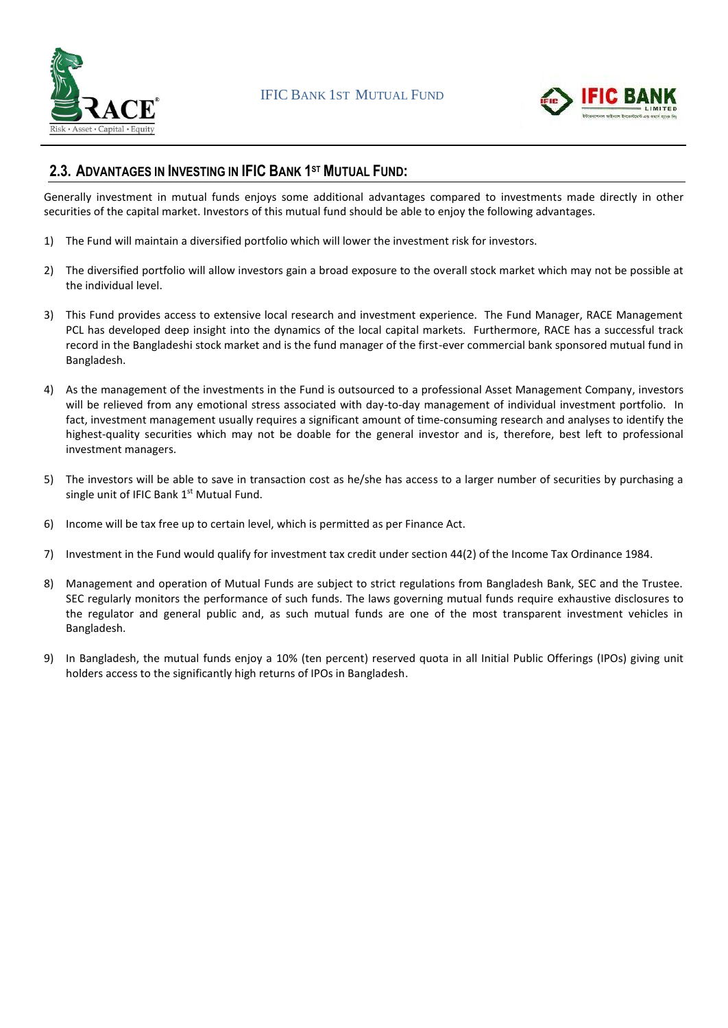## 2.3. ADVANTAGES IN INVESTING IN IFIC BANK 1ST MUTUAL FUND:

Generally investment in mutual funds enjoys some additional advantages compared to investments made directly in other securities of the capital market. Investors of this mutual fund should be able to enjoy the following advantages.

1) The Fund will maintain a diversified portfolio which will lower the investment risk for investors.

2) The diversified portfolio will allow investors gain a broad exposure to the overall stock market which may not be possible at the individual level.

3) This Fund provides access to extensive local research and investment experience. The Fund Manager, RACE Management PCL has developed deep insight into the dynamics of the local capital markets. Furthermore, RACE has a successful track record in the Bangladeshi stock market and is the fund manager of the first-ever commercial bank sponsored mutual fund in Bangladesh.

4) As the management of the investments in the Fund is outsourced to a professional Asset Management Company, investors will be relieved from any emotional stress associated with day-to-day management of individual investment portfolio. In fact, investment management usually requires a significant amount of time-consuming research and analyses to identify the highest-quality securities which may not be doable for the general investor and is, therefore, best left to professional investment managers.

5) The investors will be able to save in transaction cost as he/she has access to a larger number of securities by purchasing a single unit of IFIC Bank 1st Mutual Fund.

6) Income will be tax free up to certain level, which is permitted as per Finance Act.

7) Investment in the Fund would qualify for investment tax credit under section 44(2) of the Income Tax Ordinance 1984.

8) Management and operation of Mutual Funds are subject to strict regulations from Bangladesh Bank, SEC and the Trustee. SEC regularly monitors the performance of such funds. The laws governing mutual funds require exhaustive disclosures to the regulator and general public and, as such mutual funds are one of the most transparent investment vehicles in Bangladesh.

9) In Bangladesh, the mutual funds enjoy a 10% (ten percent) reserved quota in all Initial Public Offerings (IPOs) giving unit holders access to the significantly high returns of IPOs in Bangladesh.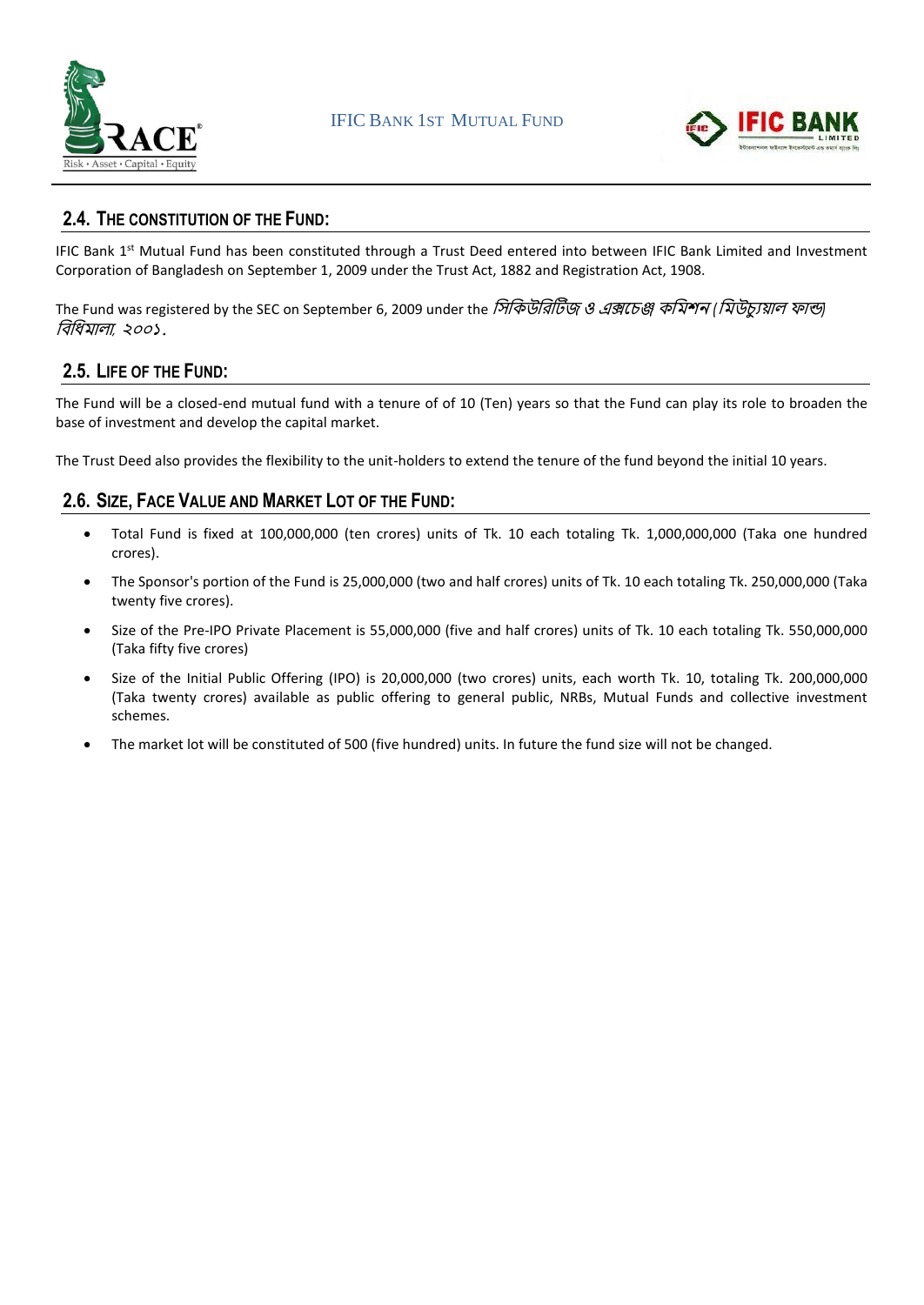## 2.4. THE CONSTITUTION OF THE FUND:

IFIC Bank 1st Mutual Fund has been constituted through a Trust Deed entered into between IFIC Bank Limited and Investment Corporation of Bangladesh on September 1, 2009 under the Trust Act, 1882 and Registration Act, 1908.

The Fund was registered by the SEC on September 6, 2009 under the *সিকিউরিটিজ ও এক্সচেঞ্জ কমিশন (মিউচ্যুয়াল ফান্ড) বিধিমালা, ২০০১.*

## 2.5. LIFE OF THE FUND:

The Fund will be a closed-end mutual fund with a tenure of of 10 (Ten) years so that the Fund can play its role to broaden the base of investment and develop the capital market.

The Trust Deed also provides the flexibility to the unit-holders to extend the tenure of the fund beyond the initial 10 years.

## 2.6. SIZE, FACE VALUE AND MARKET LOT OF THE FUND:

- Total Fund is fixed at 100,000,000 (ten crores) units of Tk. 10 each totaling Tk. 1,000,000,000 (Taka one hundred crores).
- The Sponsor's portion of the Fund is 25,000,000 (two and half crores) units of Tk. 10 each totaling Tk. 250,000,000 (Taka twenty five crores).
- Size of the Pre-IPO Private Placement is 55,000,000 (five and half crores) units of Tk. 10 each totaling Tk. 550,000,000 (Taka fifty five crores)
- Size of the Initial Public Offering (IPO) is 20,000,000 (two crores) units, each worth Tk. 10, totaling Tk. 200,000,000 (Taka twenty crores) available as public offering to general public, NRBs, Mutual Funds and collective investment schemes.
- The market lot will be constituted of 500 (five hundred) units. In future the fund size will not be changed.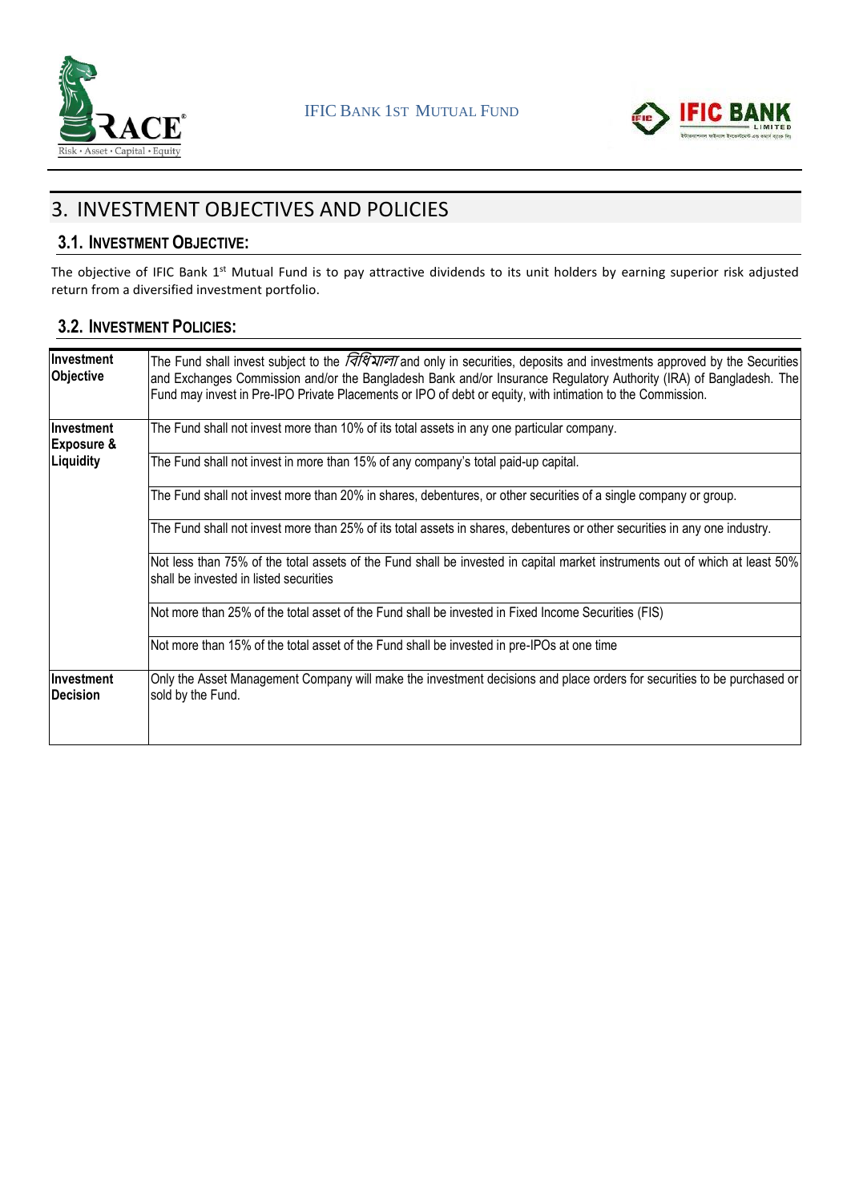# 3. INVESTMENT OBJECTIVES AND POLICIES

## 3.1. INVESTMENT OBJECTIVE:

The objective of IFIC Bank 1st Mutual Fund is to pay attractive dividends to its unit holders by earning superior risk adjusted return from a diversified investment portfolio.

## 3.2. INVESTMENT POLICIES:

| | |
|---|---|
| **Investment Objective** | The Fund shall invest subject to the *বিধিমালা* and only in securities, deposits and investments approved by the Securities and Exchanges Commission and/or the Bangladesh Bank and/or Insurance Regulatory Authority (IRA) of Bangladesh. The Fund may invest in Pre-IPO Private Placements or IPO of debt or equity, with intimation to the Commission. |
| **Investment Exposure & Liquidity** | The Fund shall not invest more than 10% of its total assets in any one particular company. |
| | The Fund shall not invest in more than 15% of any company's total paid-up capital. |
| | The Fund shall not invest more than 20% in shares, debentures, or other securities of a single company or group. |
| | The Fund shall not invest more than 25% of its total assets in shares, debentures or other securities in any one industry. |
| | Not less than 75% of the total assets of the Fund shall be invested in capital market instruments out of which at least 50% shall be invested in listed securities |
| | Not more than 25% of the total asset of the Fund shall be invested in Fixed Income Securities (FIS) |
| | Not more than 15% of the total asset of the Fund shall be invested in pre-IPOs at one time |
| **Investment Decision** | Only the Asset Management Company will make the investment decisions and place orders for securities to be purchased or sold by the Fund. |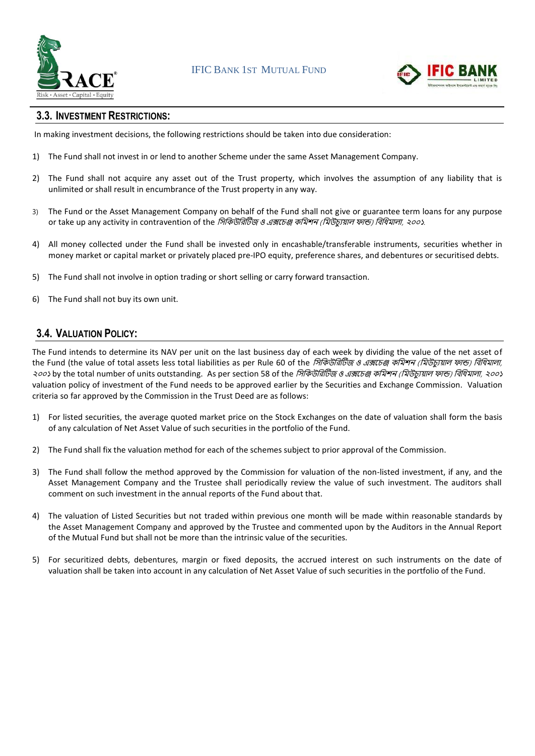## 3.3. INVESTMENT RESTRICTIONS:

In making investment decisions, the following restrictions should be taken into due consideration:

1) The Fund shall not invest in or lend to another Scheme under the same Asset Management Company.
2) The Fund shall not acquire any asset out of the Trust property, which involves the assumption of any liability that is unlimited or shall result in encumbrance of the Trust property in any way.
3) The Fund or the Asset Management Company on behalf of the Fund shall not give or guarantee term loans for any purpose or take up any activity in contravention of the *সিকিউরিটিজ ও এক্সচেঞ্জ কমিশন (মিউচ্যুয়াল ফান্ড) বিধিমালা, ২০০১*.
4) All money collected under the Fund shall be invested only in encashable/transferable instruments, securities whether in money market or capital market or privately placed pre-IPO equity, preference shares, and debentures or securitised debts.
5) The Fund shall not involve in option trading or short selling or carry forward transaction.
6) The Fund shall not buy its own unit.

## 3.4. VALUATION POLICY:

The Fund intends to determine its NAV per unit on the last business day of each week by dividing the value of the net asset of the Fund (the value of total assets less total liabilities as per Rule 60 of the *সিকিউরিটিজ ও এক্সচেঞ্জ কমিশন (মিউচ্যুয়াল ফান্ড) বিধিমালা, ২০০১* by the total number of units outstanding. As per section 58 of the *সিকিউরিটিজ ও এক্সচেঞ্জ কমিশন (মিউচ্যুয়াল ফান্ড) বিধিমালা, ২০০১* valuation policy of investment of the Fund needs to be approved earlier by the Securities and Exchange Commission. Valuation criteria so far approved by the Commission in the Trust Deed are as follows:

1) For listed securities, the average quoted market price on the Stock Exchanges on the date of valuation shall form the basis of any calculation of Net Asset Value of such securities in the portfolio of the Fund.
2) The Fund shall fix the valuation method for each of the schemes subject to prior approval of the Commission.
3) The Fund shall follow the method approved by the Commission for valuation of the non-listed investment, if any, and the Asset Management Company and the Trustee shall periodically review the value of such investment. The auditors shall comment on such investment in the annual reports of the Fund about that.
4) The valuation of Listed Securities but not traded within previous one month will be made within reasonable standards by the Asset Management Company and approved by the Trustee and commented upon by the Auditors in the Annual Report of the Mutual Fund but shall not be more than the intrinsic value of the securities.
5) For securitized debts, debentures, margin or fixed deposits, the accrued interest on such instruments on the date of valuation shall be taken into account in any calculation of Net Asset Value of such securities in the portfolio of the Fund.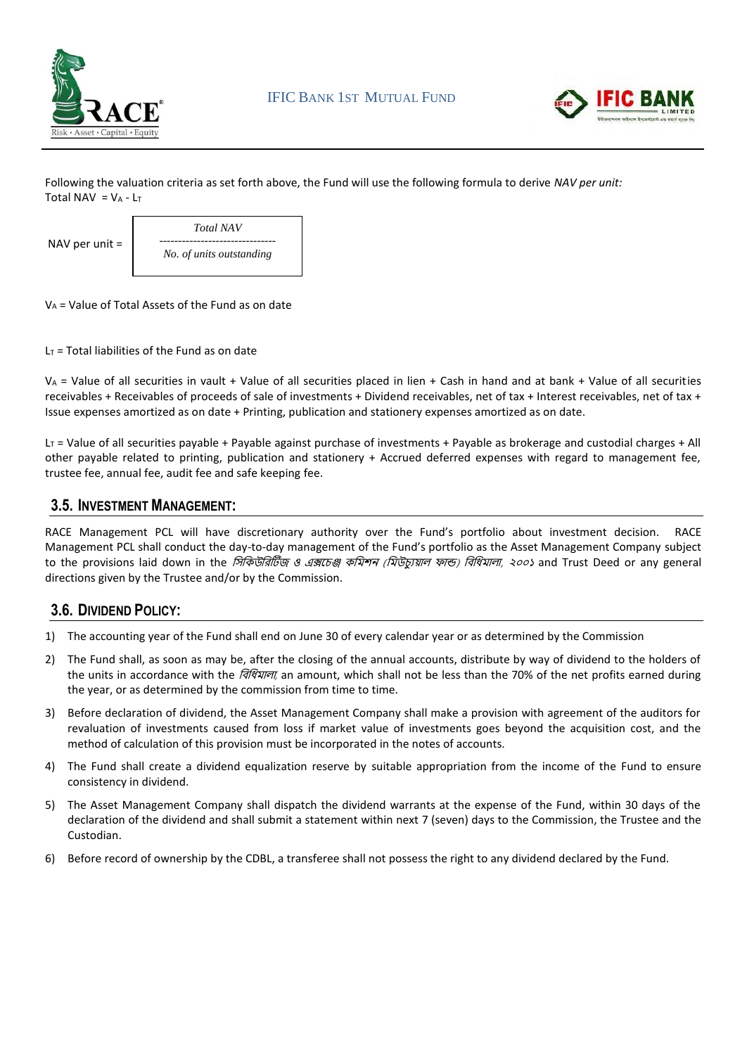Following the valuation criteria as set forth above, the Fund will use the following formula to derive *NAV per unit:*

Total NAV $= V_A - L_T$

$$\text{NAV per unit} = \frac{\textit{Total NAV}}{\textit{No. of units outstanding}}$$

$V_A$ = Value of Total Assets of the Fund as on date

$L_T$ = Total liabilities of the Fund as on date

$V_A$ = Value of all securities in vault + Value of all securities placed in lien + Cash in hand and at bank + Value of all securities receivables + Receivables of proceeds of sale of investments + Dividend receivables, net of tax + Interest receivables, net of tax + Issue expenses amortized as on date + Printing, publication and stationery expenses amortized as on date.

$L_T$ = Value of all securities payable + Payable against purchase of investments + Payable as brokerage and custodial charges + All other payable related to printing, publication and stationery + Accrued deferred expenses with regard to management fee, trustee fee, annual fee, audit fee and safe keeping fee.

## 3.5. INVESTMENT MANAGEMENT:

RACE Management PCL will have discretionary authority over the Fund's portfolio about investment decision. RACE Management PCL shall conduct the day-to-day management of the Fund's portfolio as the Asset Management Company subject to the provisions laid down in the *সিকিউরিটিজ ও এক্সচেঞ্জ কমিশন (মিউচ্যুয়াল ফান্ড) বিধিমালা, ২০০১* and Trust Deed or any general directions given by the Trustee and/or by the Commission.

## 3.6. DIVIDEND POLICY:

1) The accounting year of the Fund shall end on June 30 of every calendar year or as determined by the Commission
2) The Fund shall, as soon as may be, after the closing of the annual accounts, distribute by way of dividend to the holders of the units in accordance with the *বিধিমালা*, an amount, which shall not be less than the 70% of the net profits earned during the year, or as determined by the commission from time to time.
3) Before declaration of dividend, the Asset Management Company shall make a provision with agreement of the auditors for revaluation of investments caused from loss if market value of investments goes beyond the acquisition cost, and the method of calculation of this provision must be incorporated in the notes of accounts.
4) The Fund shall create a dividend equalization reserve by suitable appropriation from the income of the Fund to ensure consistency in dividend.
5) The Asset Management Company shall dispatch the dividend warrants at the expense of the Fund, within 30 days of the declaration of the dividend and shall submit a statement within next 7 (seven) days to the Commission, the Trustee and the Custodian.
6) Before record of ownership by the CDBL, a transferee shall not possess the right to any dividend declared by the Fund.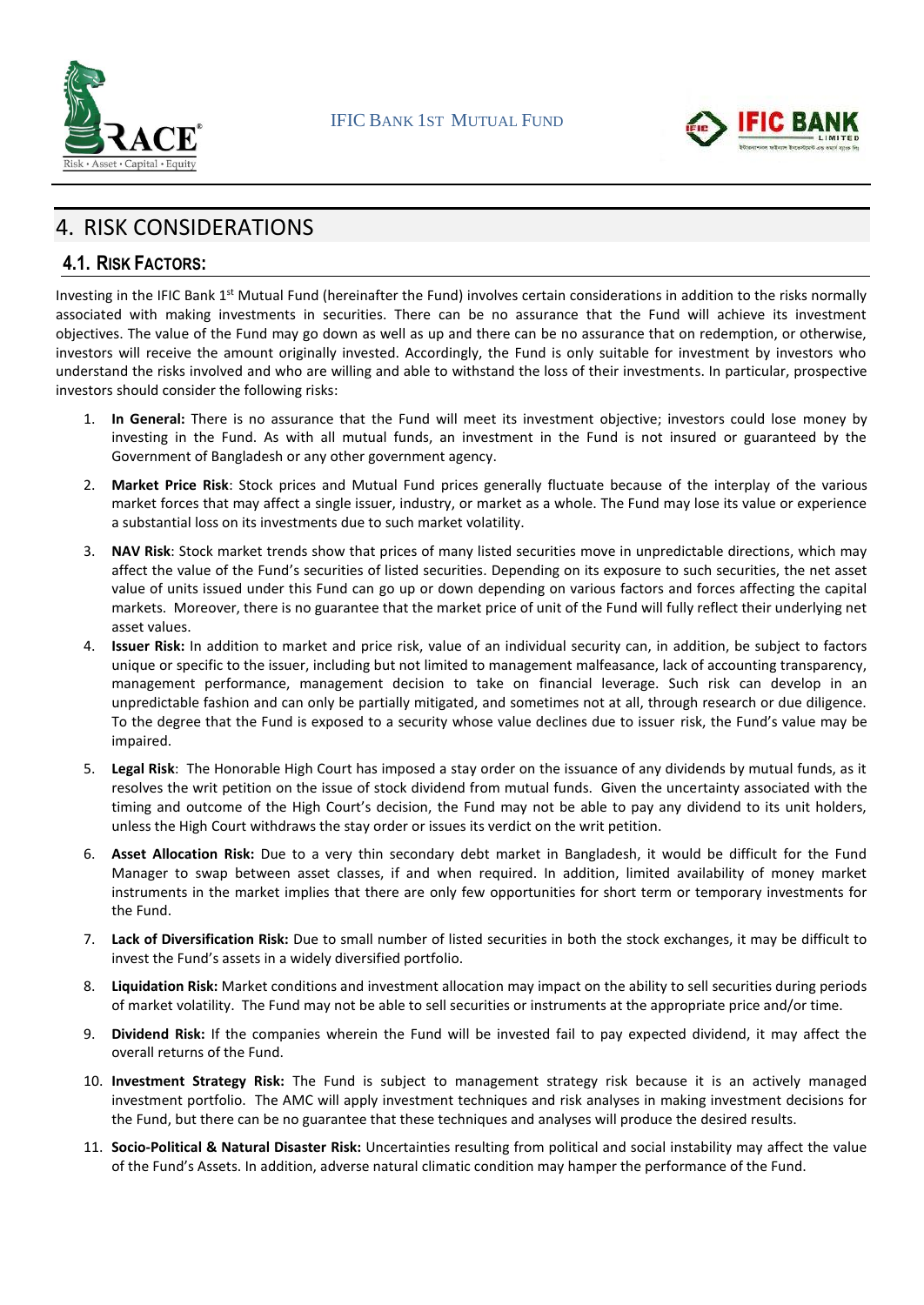# 4. RISK CONSIDERATIONS

## 4.1. RISK FACTORS:

Investing in the IFIC Bank 1st Mutual Fund (hereinafter the Fund) involves certain considerations in addition to the risks normally associated with making investments in securities. There can be no assurance that the Fund will achieve its investment objectives. The value of the Fund may go down as well as up and there can be no assurance that on redemption, or otherwise, investors will receive the amount originally invested. Accordingly, the Fund is only suitable for investment by investors who understand the risks involved and who are willing and able to withstand the loss of their investments. In particular, prospective investors should consider the following risks:

1. **In General:** There is no assurance that the Fund will meet its investment objective; investors could lose money by investing in the Fund. As with all mutual funds, an investment in the Fund is not insured or guaranteed by the Government of Bangladesh or any other government agency.

2. **Market Price Risk**: Stock prices and Mutual Fund prices generally fluctuate because of the interplay of the various market forces that may affect a single issuer, industry, or market as a whole. The Fund may lose its value or experience a substantial loss on its investments due to such market volatility.

3. **NAV Risk**: Stock market trends show that prices of many listed securities move in unpredictable directions, which may affect the value of the Fund's securities of listed securities. Depending on its exposure to such securities, the net asset value of units issued under this Fund can go up or down depending on various factors and forces affecting the capital markets. Moreover, there is no guarantee that the market price of unit of the Fund will fully reflect their underlying net asset values.

4. **Issuer Risk:** In addition to market and price risk, value of an individual security can, in addition, be subject to factors unique or specific to the issuer, including but not limited to management malfeasance, lack of accounting transparency, management performance, management decision to take on financial leverage. Such risk can develop in an unpredictable fashion and can only be partially mitigated, and sometimes not at all, through research or due diligence. To the degree that the Fund is exposed to a security whose value declines due to issuer risk, the Fund's value may be impaired.

5. **Legal Risk**: The Honorable High Court has imposed a stay order on the issuance of any dividends by mutual funds, as it resolves the writ petition on the issue of stock dividend from mutual funds. Given the uncertainty associated with the timing and outcome of the High Court's decision, the Fund may not be able to pay any dividend to its unit holders, unless the High Court withdraws the stay order or issues its verdict on the writ petition.

6. **Asset Allocation Risk:** Due to a very thin secondary debt market in Bangladesh, it would be difficult for the Fund Manager to swap between asset classes, if and when required. In addition, limited availability of money market instruments in the market implies that there are only few opportunities for short term or temporary investments for the Fund.

7. **Lack of Diversification Risk:** Due to small number of listed securities in both the stock exchanges, it may be difficult to invest the Fund's assets in a widely diversified portfolio.

8. **Liquidation Risk:** Market conditions and investment allocation may impact on the ability to sell securities during periods of market volatility. The Fund may not be able to sell securities or instruments at the appropriate price and/or time.

9. **Dividend Risk:** If the companies wherein the Fund will be invested fail to pay expected dividend, it may affect the overall returns of the Fund.

10. **Investment Strategy Risk:** The Fund is subject to management strategy risk because it is an actively managed investment portfolio. The AMC will apply investment techniques and risk analyses in making investment decisions for the Fund, but there can be no guarantee that these techniques and analyses will produce the desired results.

11. **Socio-Political & Natural Disaster Risk:** Uncertainties resulting from political and social instability may affect the value of the Fund's Assets. In addition, adverse natural climatic condition may hamper the performance of the Fund.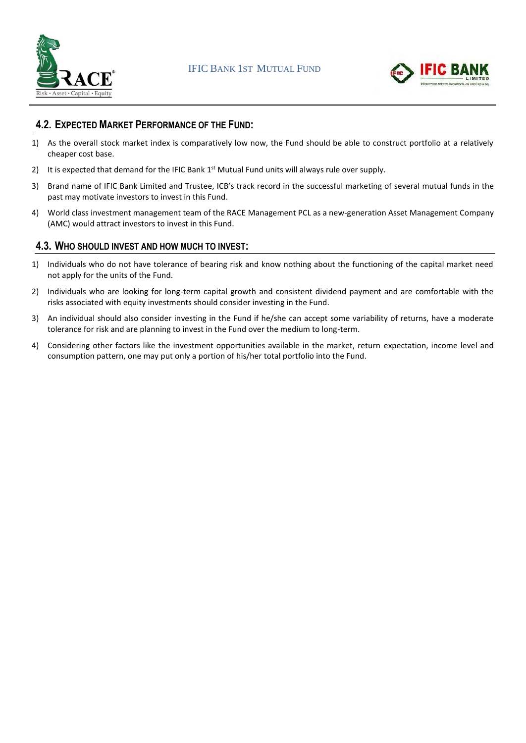## 4.2. EXPECTED MARKET PERFORMANCE OF THE FUND:

1) As the overall stock market index is comparatively low now, the Fund should be able to construct portfolio at a relatively cheaper cost base.
2) It is expected that demand for the IFIC Bank 1st Mutual Fund units will always rule over supply.
3) Brand name of IFIC Bank Limited and Trustee, ICB's track record in the successful marketing of several mutual funds in the past may motivate investors to invest in this Fund.
4) World class investment management team of the RACE Management PCL as a new-generation Asset Management Company (AMC) would attract investors to invest in this Fund.

## 4.3. WHO SHOULD INVEST AND HOW MUCH TO INVEST:

1) Individuals who do not have tolerance of bearing risk and know nothing about the functioning of the capital market need not apply for the units of the Fund.
2) Individuals who are looking for long-term capital growth and consistent dividend payment and are comfortable with the risks associated with equity investments should consider investing in the Fund.
3) An individual should also consider investing in the Fund if he/she can accept some variability of returns, have a moderate tolerance for risk and are planning to invest in the Fund over the medium to long-term.
4) Considering other factors like the investment opportunities available in the market, return expectation, income level and consumption pattern, one may put only a portion of his/her total portfolio into the Fund.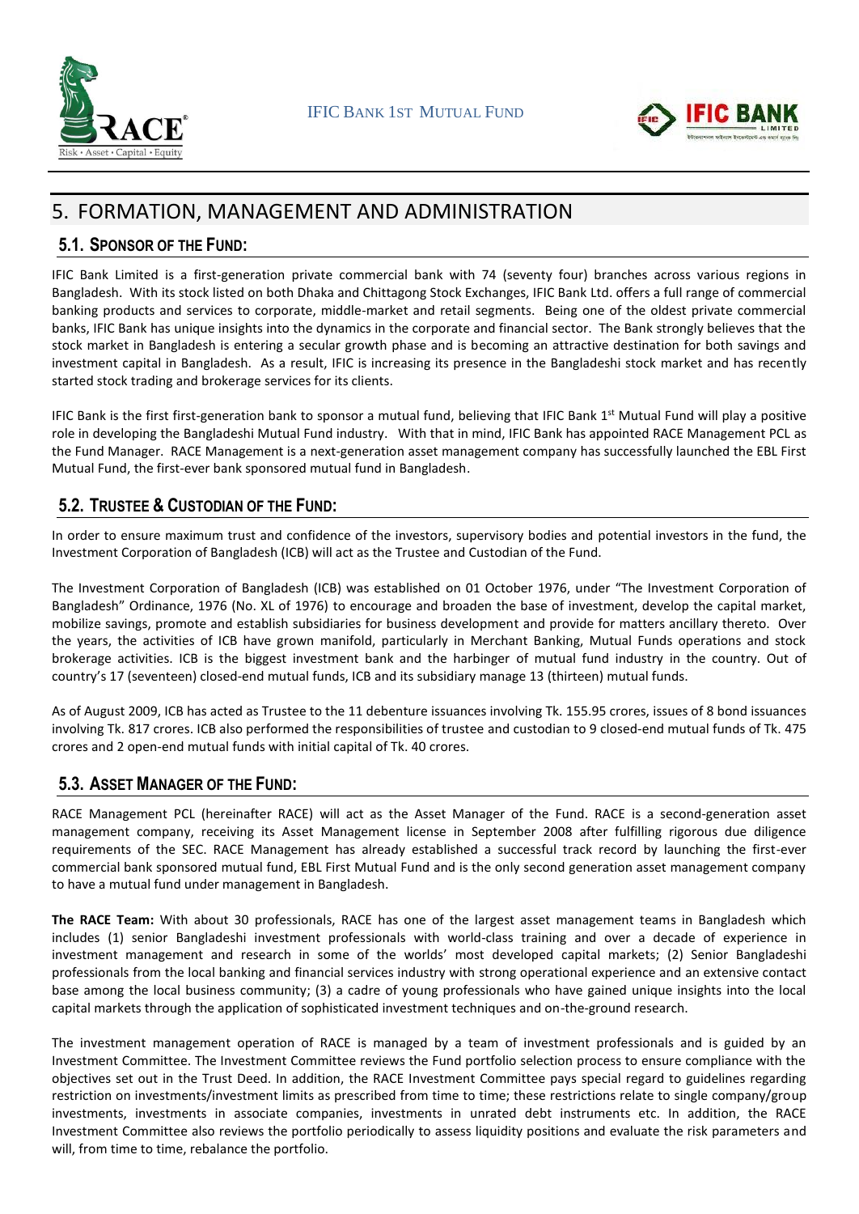# 5. FORMATION, MANAGEMENT AND ADMINISTRATION

## 5.1. SPONSOR OF THE FUND:

IFIC Bank Limited is a first-generation private commercial bank with 74 (seventy four) branches across various regions in Bangladesh. With its stock listed on both Dhaka and Chittagong Stock Exchanges, IFIC Bank Ltd. offers a full range of commercial banking products and services to corporate, middle-market and retail segments. Being one of the oldest private commercial banks, IFIC Bank has unique insights into the dynamics in the corporate and financial sector. The Bank strongly believes that the stock market in Bangladesh is entering a secular growth phase and is becoming an attractive destination for both savings and investment capital in Bangladesh. As a result, IFIC is increasing its presence in the Bangladeshi stock market and has recently started stock trading and brokerage services for its clients.

IFIC Bank is the first first-generation bank to sponsor a mutual fund, believing that IFIC Bank 1st Mutual Fund will play a positive role in developing the Bangladeshi Mutual Fund industry. With that in mind, IFIC Bank has appointed RACE Management PCL as the Fund Manager. RACE Management is a next-generation asset management company has successfully launched the EBL First Mutual Fund, the first-ever bank sponsored mutual fund in Bangladesh.

## 5.2. TRUSTEE & CUSTODIAN OF THE FUND:

In order to ensure maximum trust and confidence of the investors, supervisory bodies and potential investors in the fund, the Investment Corporation of Bangladesh (ICB) will act as the Trustee and Custodian of the Fund.

The Investment Corporation of Bangladesh (ICB) was established on 01 October 1976, under "The Investment Corporation of Bangladesh" Ordinance, 1976 (No. XL of 1976) to encourage and broaden the base of investment, develop the capital market, mobilize savings, promote and establish subsidiaries for business development and provide for matters ancillary thereto. Over the years, the activities of ICB have grown manifold, particularly in Merchant Banking, Mutual Funds operations and stock brokerage activities. ICB is the biggest investment bank and the harbinger of mutual fund industry in the country. Out of country's 17 (seventeen) closed-end mutual funds, ICB and its subsidiary manage 13 (thirteen) mutual funds.

As of August 2009, ICB has acted as Trustee to the 11 debenture issuances involving Tk. 155.95 crores, issues of 8 bond issuances involving Tk. 817 crores. ICB also performed the responsibilities of trustee and custodian to 9 closed-end mutual funds of Tk. 475 crores and 2 open-end mutual funds with initial capital of Tk. 40 crores.

## 5.3. ASSET MANAGER OF THE FUND:

RACE Management PCL (hereinafter RACE) will act as the Asset Manager of the Fund. RACE is a second-generation asset management company, receiving its Asset Management license in September 2008 after fulfilling rigorous due diligence requirements of the SEC. RACE Management has already established a successful track record by launching the first-ever commercial bank sponsored mutual fund, EBL First Mutual Fund and is the only second generation asset management company to have a mutual fund under management in Bangladesh.

**The RACE Team:** With about 30 professionals, RACE has one of the largest asset management teams in Bangladesh which includes (1) senior Bangladeshi investment professionals with world-class training and over a decade of experience in investment management and research in some of the worlds' most developed capital markets; (2) Senior Bangladeshi professionals from the local banking and financial services industry with strong operational experience and an extensive contact base among the local business community; (3) a cadre of young professionals who have gained unique insights into the local capital markets through the application of sophisticated investment techniques and on-the-ground research.

The investment management operation of RACE is managed by a team of investment professionals and is guided by an Investment Committee. The Investment Committee reviews the Fund portfolio selection process to ensure compliance with the objectives set out in the Trust Deed. In addition, the RACE Investment Committee pays special regard to guidelines regarding restriction on investments/investment limits as prescribed from time to time; these restrictions relate to single company/group investments, investments in associate companies, investments in unrated debt instruments etc. In addition, the RACE Investment Committee also reviews the portfolio periodically to assess liquidity positions and evaluate the risk parameters and will, from time to time, rebalance the portfolio.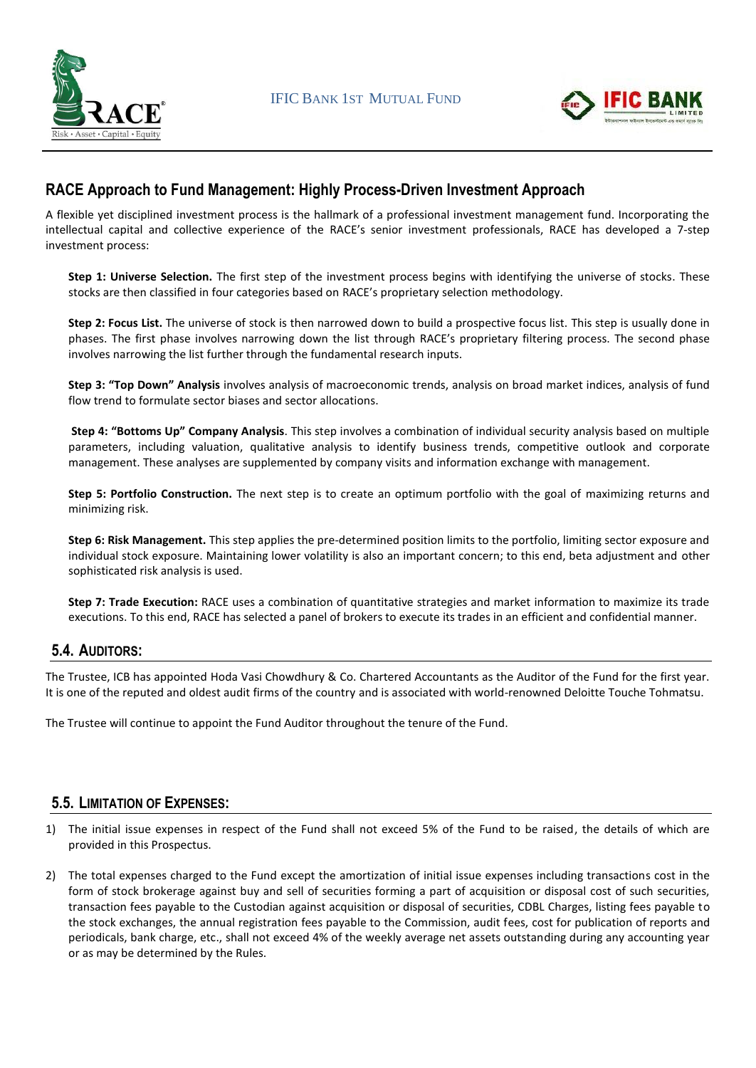## RACE Approach to Fund Management: Highly Process-Driven Investment Approach

A flexible yet disciplined investment process is the hallmark of a professional investment management fund. Incorporating the intellectual capital and collective experience of the RACE's senior investment professionals, RACE has developed a 7-step investment process:

**Step 1: Universe Selection.** The first step of the investment process begins with identifying the universe of stocks. These stocks are then classified in four categories based on RACE's proprietary selection methodology.

**Step 2: Focus List.** The universe of stock is then narrowed down to build a prospective focus list. This step is usually done in phases. The first phase involves narrowing down the list through RACE's proprietary filtering process. The second phase involves narrowing the list further through the fundamental research inputs.

**Step 3: "Top Down" Analysis** involves analysis of macroeconomic trends, analysis on broad market indices, analysis of fund flow trend to formulate sector biases and sector allocations.

**Step 4: "Bottoms Up" Company Analysis**. This step involves a combination of individual security analysis based on multiple parameters, including valuation, qualitative analysis to identify business trends, competitive outlook and corporate management. These analyses are supplemented by company visits and information exchange with management.

**Step 5: Portfolio Construction.** The next step is to create an optimum portfolio with the goal of maximizing returns and minimizing risk.

**Step 6: Risk Management.** This step applies the pre-determined position limits to the portfolio, limiting sector exposure and individual stock exposure. Maintaining lower volatility is also an important concern; to this end, beta adjustment and other sophisticated risk analysis is used.

**Step 7: Trade Execution:** RACE uses a combination of quantitative strategies and market information to maximize its trade executions. To this end, RACE has selected a panel of brokers to execute its trades in an efficient and confidential manner.

### 5.4. AUDITORS:

The Trustee, ICB has appointed Hoda Vasi Chowdhury & Co. Chartered Accountants as the Auditor of the Fund for the first year. It is one of the reputed and oldest audit firms of the country and is associated with world-renowned Deloitte Touche Tohmatsu.

The Trustee will continue to appoint the Fund Auditor throughout the tenure of the Fund.

### 5.5. LIMITATION OF EXPENSES:

1) The initial issue expenses in respect of the Fund shall not exceed 5% of the Fund to be raised, the details of which are provided in this Prospectus.

2) The total expenses charged to the Fund except the amortization of initial issue expenses including transactions cost in the form of stock brokerage against buy and sell of securities forming a part of acquisition or disposal cost of such securities, transaction fees payable to the Custodian against acquisition or disposal of securities, CDBL Charges, listing fees payable to the stock exchanges, the annual registration fees payable to the Commission, audit fees, cost for publication of reports and periodicals, bank charge, etc., shall not exceed 4% of the weekly average net assets outstanding during any accounting year or as may be determined by the Rules.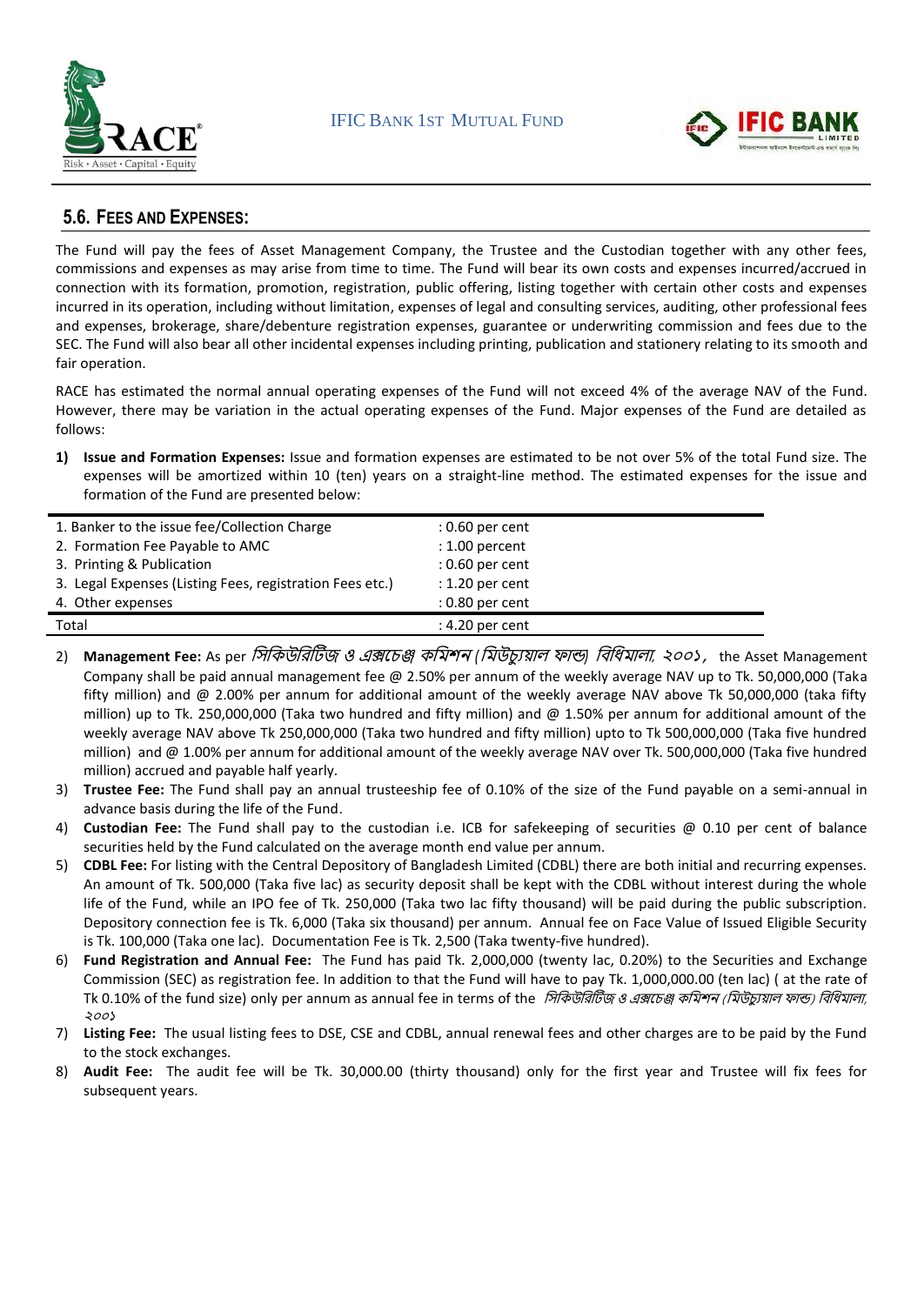## 5.6. FEES AND EXPENSES:

The Fund will pay the fees of Asset Management Company, the Trustee and the Custodian together with any other fees, commissions and expenses as may arise from time to time. The Fund will bear its own costs and expenses incurred/accrued in connection with its formation, promotion, registration, public offering, listing together with certain other costs and expenses incurred in its operation, including without limitation, expenses of legal and consulting services, auditing, other professional fees and expenses, brokerage, share/debenture registration expenses, guarantee or underwriting commission and fees due to the SEC. The Fund will also bear all other incidental expenses including printing, publication and stationery relating to its smooth and fair operation.

RACE has estimated the normal annual operating expenses of the Fund will not exceed 4% of the average NAV of the Fund. However, there may be variation in the actual operating expenses of the Fund. Major expenses of the Fund are detailed as follows:

1) **Issue and Formation Expenses:** Issue and formation expenses are estimated to be not over 5% of the total Fund size. The expenses will be amortized within 10 (ten) years on a straight-line method. The estimated expenses for the issue and formation of the Fund are presented below:

| | |
|---|---|
| 1. Banker to the issue fee/Collection Charge | : 0.60 per cent |
| 2. Formation Fee Payable to AMC | : 1.00 percent |
| 3. Printing & Publication | : 0.60 per cent |
| 3. Legal Expenses (Listing Fees, registration Fees etc.) | : 1.20 per cent |
| 4. Other expenses | : 0.80 per cent |
| Total | : 4.20 per cent |

2) **Management Fee:** As per *সিকিউরিটিজ ও এক্সচেঞ্জ কমিশন (মিউচ্যুয়াল ফান্ড) বিধিমালা, ২০০১,* the Asset Management Company shall be paid annual management fee @ 2.50% per annum of the weekly average NAV up to Tk. 50,000,000 (Taka fifty million) and @ 2.00% per annum for additional amount of the weekly average NAV above Tk 50,000,000 (taka fifty million) up to Tk. 250,000,000 (Taka two hundred and fifty million) and @ 1.50% per annum for additional amount of the weekly average NAV above Tk 250,000,000 (Taka two hundred and fifty million) upto to Tk 500,000,000 (Taka five hundred million) and @ 1.00% per annum for additional amount of the weekly average NAV over Tk. 500,000,000 (Taka five hundred million) accrued and payable half yearly.
3) **Trustee Fee:** The Fund shall pay an annual trusteeship fee of 0.10% of the size of the Fund payable on a semi-annual in advance basis during the life of the Fund.
4) **Custodian Fee:** The Fund shall pay to the custodian i.e. ICB for safekeeping of securities @ 0.10 per cent of balance securities held by the Fund calculated on the average month end value per annum.
5) **CDBL Fee:** For listing with the Central Depository of Bangladesh Limited (CDBL) there are both initial and recurring expenses. An amount of Tk. 500,000 (Taka five lac) as security deposit shall be kept with the CDBL without interest during the whole life of the Fund, while an IPO fee of Tk. 250,000 (Taka two lac fifty thousand) will be paid during the public subscription. Depository connection fee is Tk. 6,000 (Taka six thousand) per annum. Annual fee on Face Value of Issued Eligible Security is Tk. 100,000 (Taka one lac). Documentation Fee is Tk. 2,500 (Taka twenty-five hundred).
6) **Fund Registration and Annual Fee:** The Fund has paid Tk. 2,000,000 (twenty lac, 0.20%) to the Securities and Exchange Commission (SEC) as registration fee. In addition to that the Fund will have to pay Tk. 1,000,000.00 (ten lac) ( at the rate of Tk 0.10% of the fund size) only per annum as annual fee in terms of the *সিকিউরিটিজ ও এক্সচেঞ্জ কমিশন (মিউচ্যুয়াল ফান্ড) বিধিমালা, ২০০১*
7) **Listing Fee:** The usual listing fees to DSE, CSE and CDBL, annual renewal fees and other charges are to be paid by the Fund to the stock exchanges.
8) **Audit Fee:** The audit fee will be Tk. 30,000.00 (thirty thousand) only for the first year and Trustee will fix fees for subsequent years.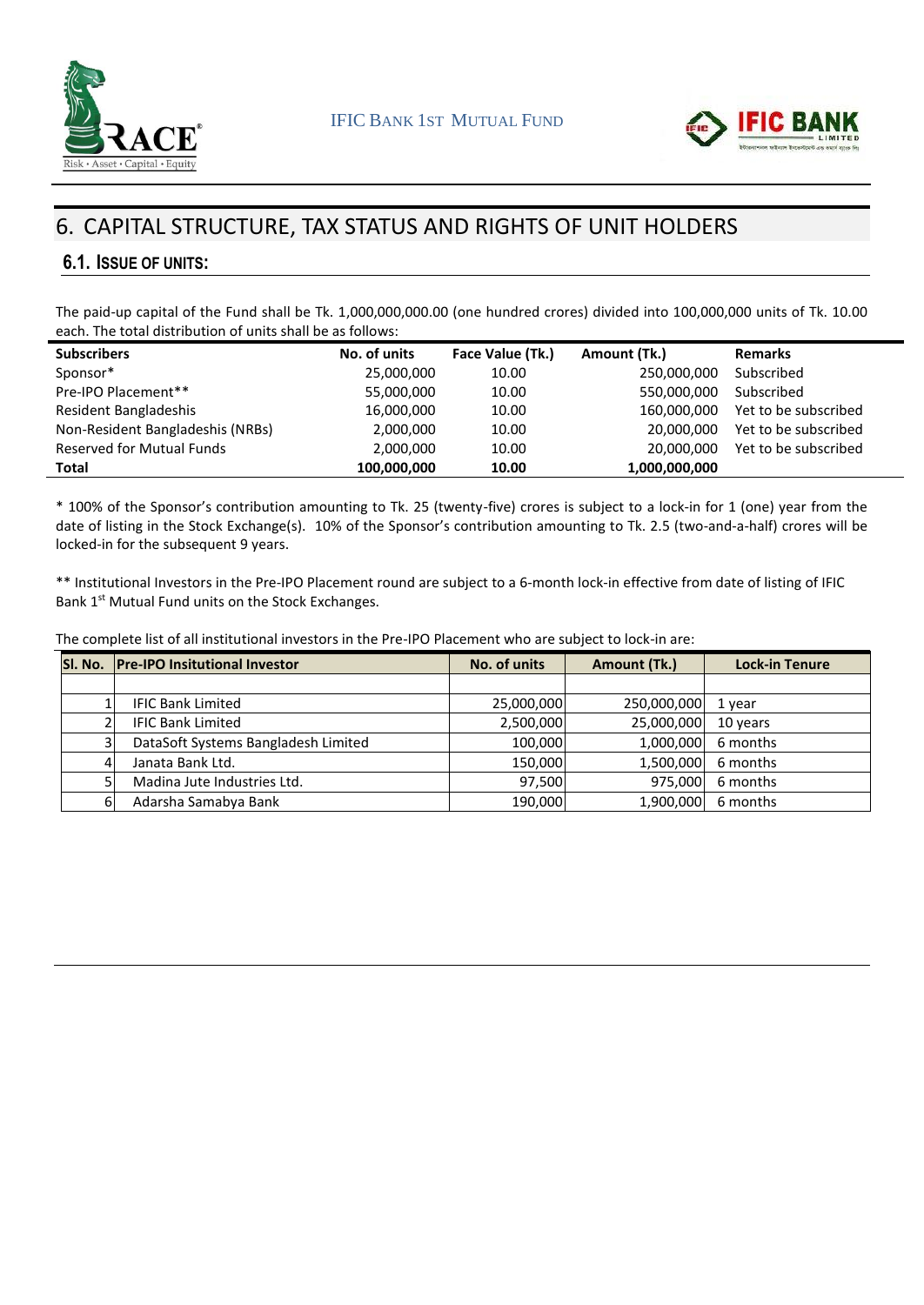# 6. CAPITAL STRUCTURE, TAX STATUS AND RIGHTS OF UNIT HOLDERS

## 6.1. ISSUE OF UNITS:

The paid-up capital of the Fund shall be Tk. 1,000,000,000.00 (one hundred crores) divided into 100,000,000 units of Tk. 10.00 each. The total distribution of units shall be as follows:

| Subscribers | No. of units | Face Value (Tk.) | Amount (Tk.) | Remarks |
|---|---|---|---|---|
| Sponsor* | 25,000,000 | 10.00 | 250,000,000 | Subscribed |
| Pre-IPO Placement** | 55,000,000 | 10.00 | 550,000,000 | Subscribed |
| Resident Bangladeshis | 16,000,000 | 10.00 | 160,000,000 | Yet to be subscribed |
| Non-Resident Bangladeshis (NRBs) | 2,000,000 | 10.00 | 20,000,000 | Yet to be subscribed |
| Reserved for Mutual Funds | 2,000,000 | 10.00 | 20,000,000 | Yet to be subscribed |
| **Total** | **100,000,000** | **10.00** | **1,000,000,000** | |

* 100% of the Sponsor's contribution amounting to Tk. 25 (twenty-five) crores is subject to a lock-in for 1 (one) year from the date of listing in the Stock Exchange(s). 10% of the Sponsor's contribution amounting to Tk. 2.5 (two-and-a-half) crores will be locked-in for the subsequent 9 years.

** Institutional Investors in the Pre-IPO Placement round are subject to a 6-month lock-in effective from date of listing of IFIC Bank 1st Mutual Fund units on the Stock Exchanges.

The complete list of all institutional investors in the Pre-IPO Placement who are subject to lock-in are:

| Sl. No. | Pre-IPO Insitutional Investor | No. of units | Amount (Tk.) | Lock-in Tenure |
|---|---|---|---|---|
| | | | | |
| 1 | IFIC Bank Limited | 25,000,000 | 250,000,000 | 1 year |
| 2 | IFIC Bank Limited | 2,500,000 | 25,000,000 | 10 years |
| 3 | DataSoft Systems Bangladesh Limited | 100,000 | 1,000,000 | 6 months |
| 4 | Janata Bank Ltd. | 150,000 | 1,500,000 | 6 months |
| 5 | Madina Jute Industries Ltd. | 97,500 | 975,000 | 6 months |
| 6 | Adarsha Samabya Bank | 190,000 | 1,900,000 | 6 months |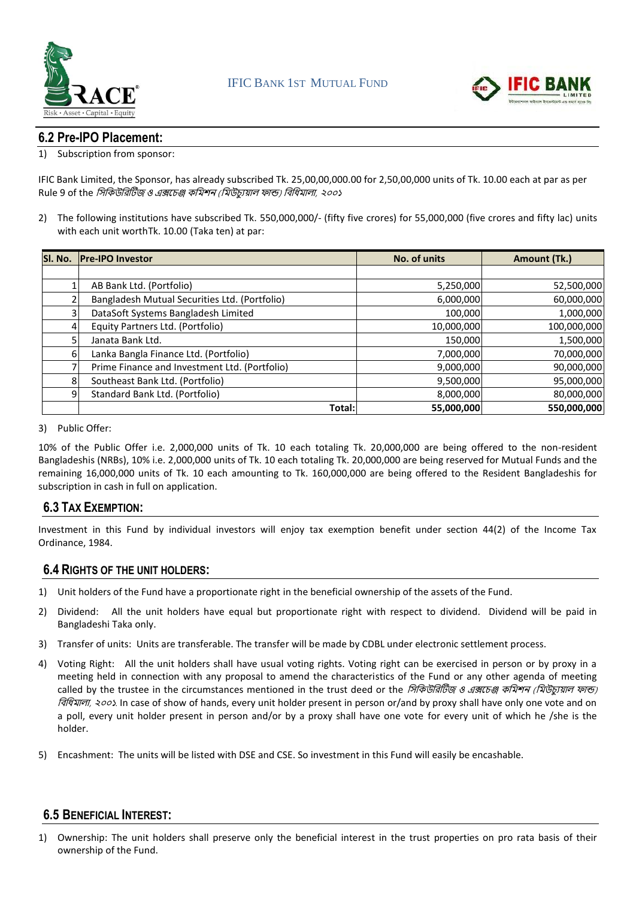## 6.2 Pre-IPO Placement:

1) Subscription from sponsor:

IFIC Bank Limited, the Sponsor, has already subscribed Tk. 25,00,00,000.00 for 2,50,00,000 units of Tk. 10.00 each at par as per Rule 9 of the *সিকিউরিটিজ ও এক্সচেঞ্জ কমিশন (মিউচ্যুয়াল ফান্ড) বিধিমালা, ২০০১*

2) The following institutions have subscribed Tk. 550,000,000/- (fifty five crores) for 55,000,000 (five crores and fifty lac) units with each unit worthTk. 10.00 (Taka ten) at par:

| Sl. No. | Pre-IPO Investor | No. of units | Amount (Tk.) |
|---|---|---|---|
| | | | |
| 1 | AB Bank Ltd. (Portfolio) | 5,250,000 | 52,500,000 |
| 2 | Bangladesh Mutual Securities Ltd. (Portfolio) | 6,000,000 | 60,000,000 |
| 3 | DataSoft Systems Bangladesh Limited | 100,000 | 1,000,000 |
| 4 | Equity Partners Ltd. (Portfolio) | 10,000,000 | 100,000,000 |
| 5 | Janata Bank Ltd. | 150,000 | 1,500,000 |
| 6 | Lanka Bangla Finance Ltd. (Portfolio) | 7,000,000 | 70,000,000 |
| 7 | Prime Finance and Investment Ltd. (Portfolio) | 9,000,000 | 90,000,000 |
| 8 | Southeast Bank Ltd. (Portfolio) | 9,500,000 | 95,000,000 |
| 9 | Standard Bank Ltd. (Portfolio) | 8,000,000 | 80,000,000 |
| | **Total:** | **55,000,000** | **550,000,000** |

3) Public Offer:

10% of the Public Offer i.e. 2,000,000 units of Tk. 10 each totaling Tk. 20,000,000 are being offered to the non-resident Bangladeshis (NRBs), 10% i.e. 2,000,000 units of Tk. 10 each totaling Tk. 20,000,000 are being reserved for Mutual Funds and the remaining 16,000,000 units of Tk. 10 each amounting to Tk. 160,000,000 are being offered to the Resident Bangladeshis for subscription in cash in full on application.

## 6.3 Tax Exemption:

Investment in this Fund by individual investors will enjoy tax exemption benefit under section 44(2) of the Income Tax Ordinance, 1984.

## 6.4 Rights of the Unit Holders:

1) Unit holders of the Fund have a proportionate right in the beneficial ownership of the assets of the Fund.

2) Dividend: All the unit holders have equal but proportionate right with respect to dividend. Dividend will be paid in Bangladeshi Taka only.

3) Transfer of units: Units are transferable. The transfer will be made by CDBL under electronic settlement process.

4) Voting Right: All the unit holders shall have usual voting rights. Voting right can be exercised in person or by proxy in a meeting held in connection with any proposal to amend the characteristics of the Fund or any other agenda of meeting called by the trustee in the circumstances mentioned in the trust deed or the *সিকিউরিটিজ ও এক্সচেঞ্জ কমিশন (মিউচ্যুয়াল ফান্ড) বিধিমালা, ২০০১*. In case of show of hands, every unit holder present in person or/and by proxy shall have only one vote and on a poll, every unit holder present in person and/or by a proxy shall have one vote for every unit of which he /she is the holder.

5) Encashment: The units will be listed with DSE and CSE. So investment in this Fund will easily be encashable.

## 6.5 Beneficial Interest:

1) Ownership: The unit holders shall preserve only the beneficial interest in the trust properties on pro rata basis of their ownership of the Fund.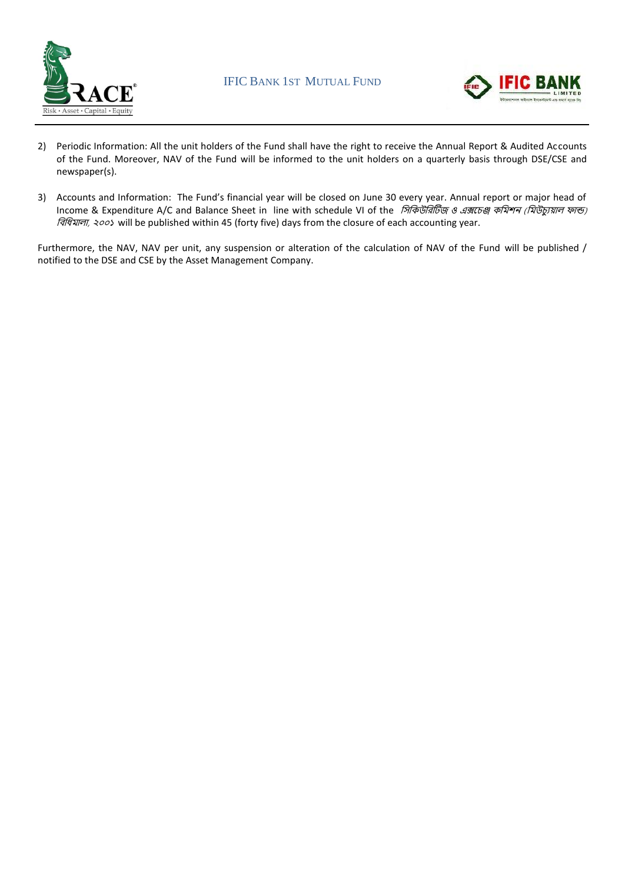2) Periodic Information: All the unit holders of the Fund shall have the right to receive the Annual Report & Audited Accounts of the Fund. Moreover, NAV of the Fund will be informed to the unit holders on a quarterly basis through DSE/CSE and newspaper(s).

3) Accounts and Information: The Fund's financial year will be closed on June 30 every year. Annual report or major head of Income & Expenditure A/C and Balance Sheet in line with schedule VI of the *সিকিউরিটিজ ও এক্সচেঞ্জ কমিশন (মিউচ্যুয়াল ফান্ড) বিধিমালা, ২০০১* will be published within 45 (forty five) days from the closure of each accounting year.

Furthermore, the NAV, NAV per unit, any suspension or alteration of the calculation of NAV of the Fund will be published / notified to the DSE and CSE by the Asset Management Company.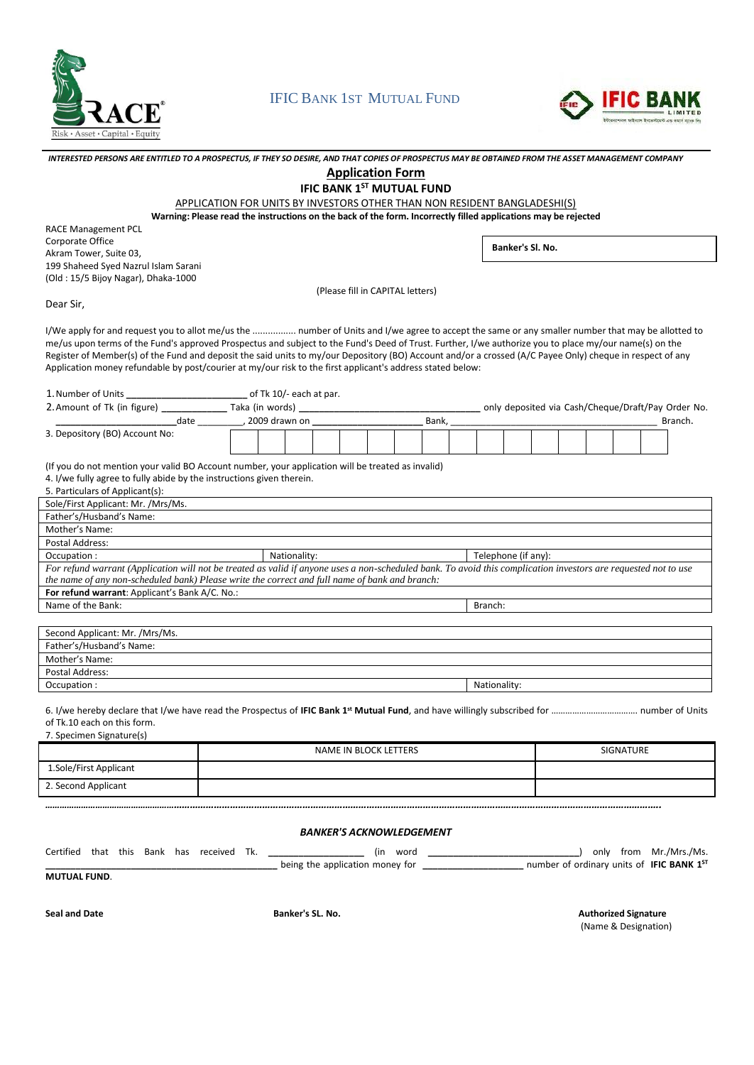IFIC BANK 1ST MUTUAL FUND

*INTERESTED PERSONS ARE ENTITLED TO A PROSPECTUS, IF THEY SO DESIRE, AND THAT COPIES OF PROSPECTUS MAY BE OBTAINED FROM THE ASSET MANAGEMENT COMPANY*

## Application Form

### IFIC BANK 1ST MUTUAL FUND

APPLICATION FOR UNITS BY INVESTORS OTHER THAN NON RESIDENT BANGLADESHI(S)

**Warning: Please read the instructions on the back of the form. Incorrectly filled applications may be rejected**

RACE Management PCL
Corporate Office
Akram Tower, Suite 03,
199 Shaheed Syed Nazrul Islam Sarani
(Old : 15/5 Bijoy Nagar), Dhaka-1000

**Banker's Sl. No.**

(Please fill in CAPITAL letters)

Dear Sir,

I/We apply for and request you to allot me/us the ................ number of Units and I/we agree to accept the same or any smaller number that may be allotted to me/us upon terms of the Fund's approved Prospectus and subject to the Fund's Deed of Trust. Further, I/we authorize you to place my/our name(s) on the Register of Member(s) of the Fund and deposit the said units to my/our Depository (BO) Account and/or a crossed (A/C Payee Only) cheque in respect of any Application money refundable by post/courier at my/our risk to the first applicant's address stated below:

1. Number of Units ______________________ of Tk 10/- each at par.
2. Amount of Tk (in figure) ___________ Taka (in words) _________________________________ only deposited via Cash/Cheque/Draft/Pay Order No. ______________________date _________, 2009 drawn on ____________________ Bank, _______________________________________ Branch.
3. Depository (BO) Account No:

| | | | | | | | | | | | | | | | |
|---|---|---|---|---|---|---|---|---|---|---|---|---|---|---|---|
| | | | | | | | | | | | | | | | |

(If you do not mention your valid BO Account number, your application will be treated as invalid)

4. I/we fully agree to fully abide by the instructions given therein.
5. Particulars of Applicant(s):

| Sole/First Applicant: Mr. /Mrs/Ms. | | |
|---|---|---|
| Father's/Husband's Name: | | |
| Mother's Name: | | |
| Postal Address: | | |
| Occupation : | Nationality: | Telephone (if any): |
| *For refund warrant (Application will not be treated as valid if anyone uses a non-scheduled bank. To avoid this complication investors are requested not to use the name of any non-scheduled bank) Please write the correct and full name of bank and branch:* | | |
| **For refund warrant**: Applicant's Bank A/C. No.: | | |
| Name of the Bank: | | Branch: |

| Second Applicant: Mr. /Mrs/Ms. | |
|---|---|
| Father's/Husband's Name: | |
| Mother's Name: | |
| Postal Address: | |
| Occupation : | Nationality: |

6. I/we hereby declare that I/we have read the Prospectus of **IFIC Bank 1st Mutual Fund**, and have willingly subscribed for ……………………………… number of Units of Tk.10 each on this form.
7. Specimen Signature(s)

| | NAME IN BLOCK LETTERS | SIGNATURE |
|---|---|---|
| 1.Sole/First Applicant | | |
| 2. Second Applicant | | |

…………………………………………………………………………………………………………………………………………………………………………

***BANKER'S ACKNOWLEDGEMENT***

Certified that this Bank has received Tk. _________________ (in word ____________________________) only from Mr./Mrs./Ms. ________________________________________ being the application money for ___________________ number of ordinary units of **IFIC BANK 1ST MUTUAL FUND**.

**Seal and Date** **Banker's SL. No.** **Authorized Signature**
(Name & Designation)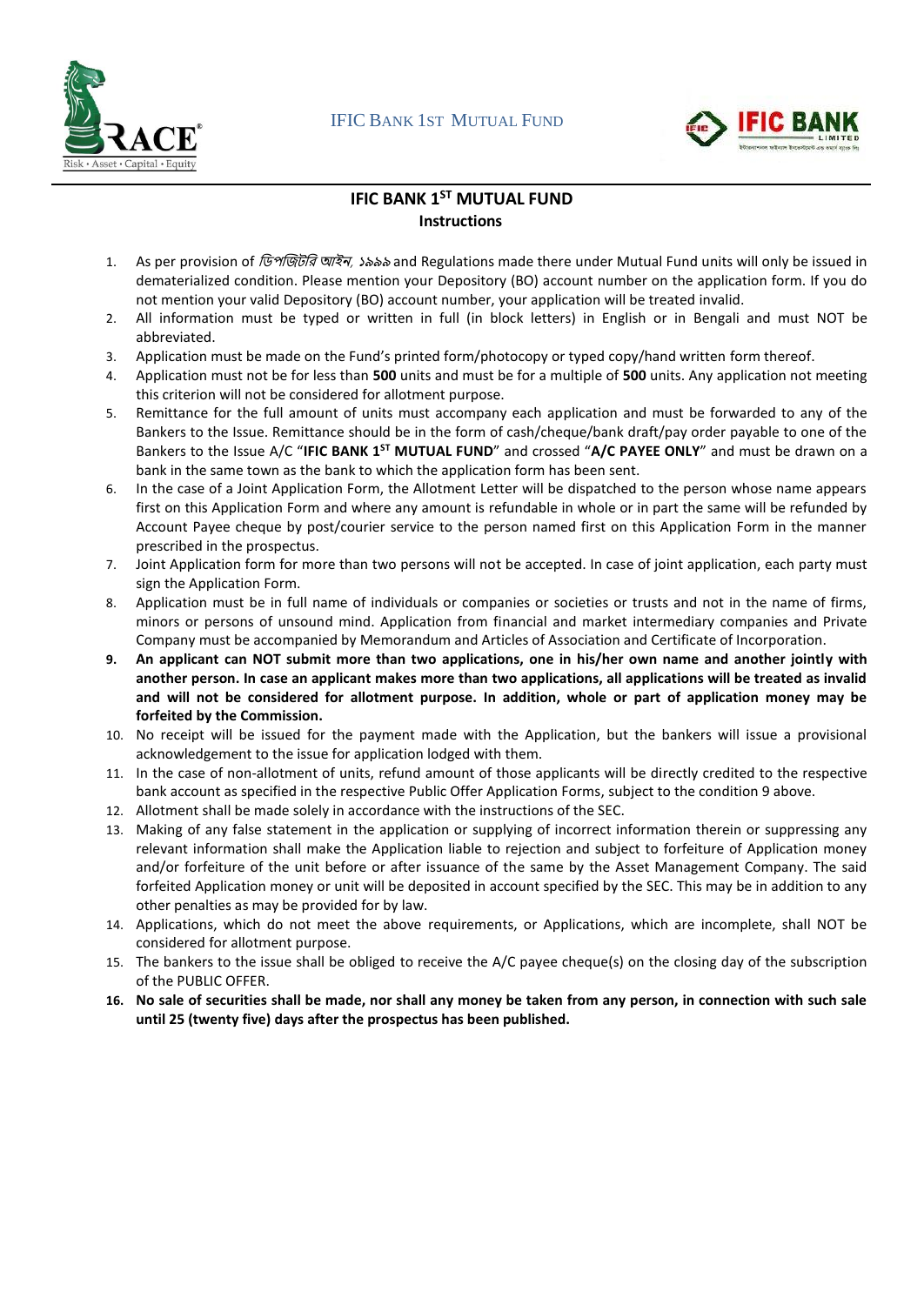## IFIC BANK 1ST MUTUAL FUND

### Instructions

1. As per provision of *ডিপজিটরি আইন, ১৯৯৯* and Regulations made there under Mutual Fund units will only be issued in dematerialized condition. Please mention your Depository (BO) account number on the application form. If you do not mention your valid Depository (BO) account number, your application will be treated invalid.
2. All information must be typed or written in full (in block letters) in English or in Bengali and must NOT be abbreviated.
3. Application must be made on the Fund's printed form/photocopy or typed copy/hand written form thereof.
4. Application must not be for less than **500** units and must be for a multiple of **500** units. Any application not meeting this criterion will not be considered for allotment purpose.
5. Remittance for the full amount of units must accompany each application and must be forwarded to any of the Bankers to the Issue. Remittance should be in the form of cash/cheque/bank draft/pay order payable to one of the Bankers to the Issue A/C "**IFIC BANK 1ST MUTUAL FUND**" and crossed "**A/C PAYEE ONLY**" and must be drawn on a bank in the same town as the bank to which the application form has been sent.
6. In the case of a Joint Application Form, the Allotment Letter will be dispatched to the person whose name appears first on this Application Form and where any amount is refundable in whole or in part the same will be refunded by Account Payee cheque by post/courier service to the person named first on this Application Form in the manner prescribed in the prospectus.
7. Joint Application form for more than two persons will not be accepted. In case of joint application, each party must sign the Application Form.
8. Application must be in full name of individuals or companies or societies or trusts and not in the name of firms, minors or persons of unsound mind. Application from financial and market intermediary companies and Private Company must be accompanied by Memorandum and Articles of Association and Certificate of Incorporation.
9. **An applicant can NOT submit more than two applications, one in his/her own name and another jointly with another person. In case an applicant makes more than two applications, all applications will be treated as invalid and will not be considered for allotment purpose. In addition, whole or part of application money may be forfeited by the Commission.**
10. No receipt will be issued for the payment made with the Application, but the bankers will issue a provisional acknowledgement to the issue for application lodged with them.
11. In the case of non-allotment of units, refund amount of those applicants will be directly credited to the respective bank account as specified in the respective Public Offer Application Forms, subject to the condition 9 above.
12. Allotment shall be made solely in accordance with the instructions of the SEC.
13. Making of any false statement in the application or supplying of incorrect information therein or suppressing any relevant information shall make the Application liable to rejection and subject to forfeiture of Application money and/or forfeiture of the unit before or after issuance of the same by the Asset Management Company. The said forfeited Application money or unit will be deposited in account specified by the SEC. This may be in addition to any other penalties as may be provided for by law.
14. Applications, which do not meet the above requirements, or Applications, which are incomplete, shall NOT be considered for allotment purpose.
15. The bankers to the issue shall be obliged to receive the A/C payee cheque(s) on the closing day of the subscription of the PUBLIC OFFER.
16. **No sale of securities shall be made, nor shall any money be taken from any person, in connection with such sale until 25 (twenty five) days after the prospectus has been published.**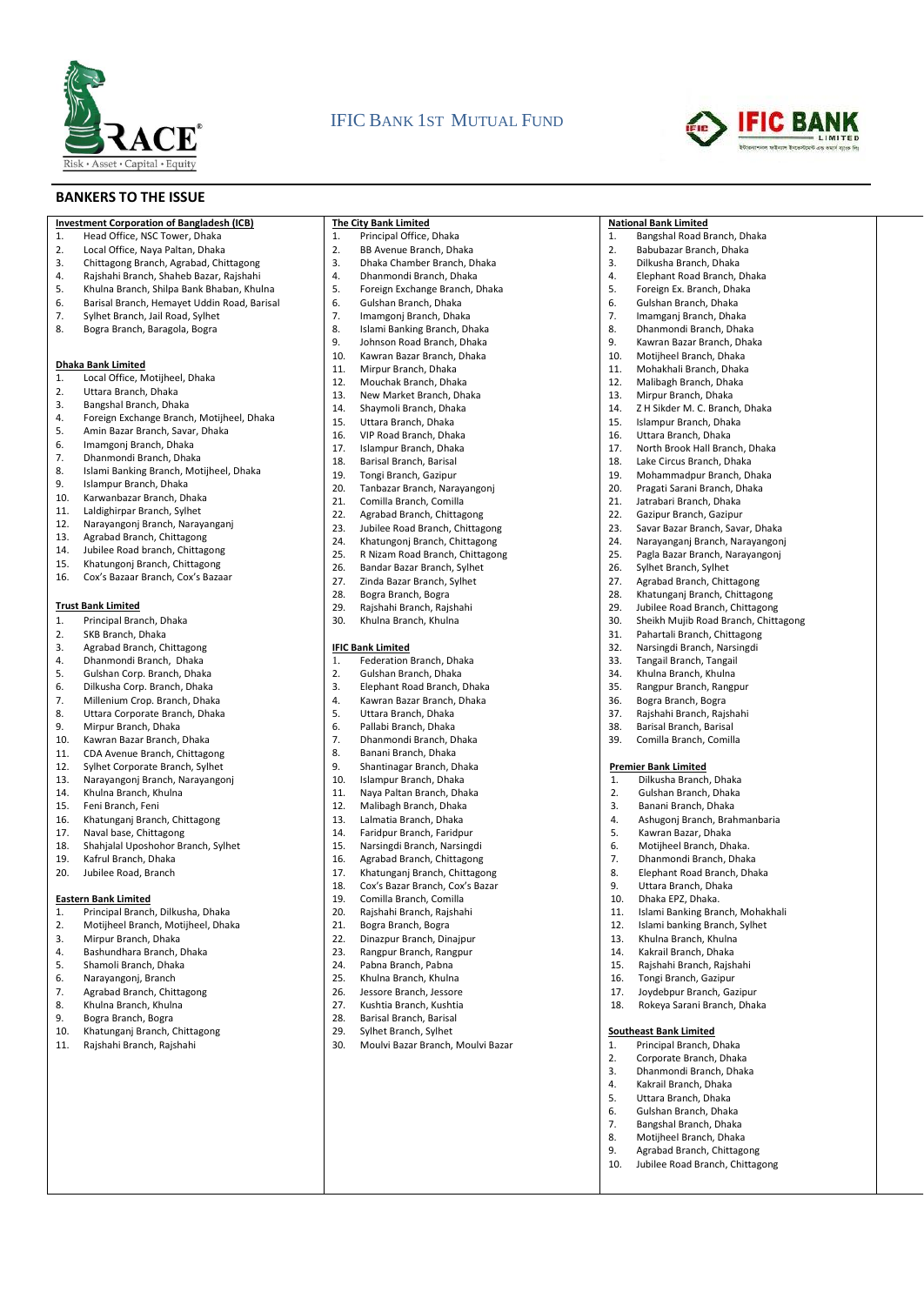## BANKERS TO THE ISSUE

**Investment Corporation of Bangladesh (ICB)**

1. Head Office, NSC Tower, Dhaka
2. Local Office, Naya Paltan, Dhaka
3. Chittagong Branch, Agrabad, Chittagong
4. Rajshahi Branch, Shaheb Bazar, Rajshahi
5. Khulna Branch, Shilpa Bank Bhaban, Khulna
6. Barisal Branch, Hemayet Uddin Road, Barisal
7. Sylhet Branch, Jail Road, Sylhet
8. Bogra Branch, Baragola, Bogra

**Dhaka Bank Limited**

1. Local Office, Motijheel, Dhaka
2. Uttara Branch, Dhaka
3. Bangshal Branch, Dhaka
4. Foreign Exchange Branch, Motijheel, Dhaka
5. Amin Bazar Branch, Savar, Dhaka
6. Imamgonj Branch, Dhaka
7. Dhanmondi Branch, Dhaka
8. Islami Banking Branch, Motijheel, Dhaka
9. Islampur Branch, Dhaka
10. Karwanbazar Branch, Dhaka
11. Laldighirpar Branch, Sylhet
12. Narayangonj Branch, Narayanganj
13. Agrabad Branch, Chittagong
14. Jubilee Road branch, Chittagong
15. Khatungonj Branch, Chittagong
16. Cox's Bazaar Branch, Cox's Bazaar

**Trust Bank Limited**

1. Principal Branch, Dhaka
2. SKB Branch, Dhaka
3. Agrabad Branch, Chittagong
4. Dhanmondi Branch, Dhaka
5. Gulshan Corp. Branch, Dhaka
6. Dilkusha Corp. Branch, Dhaka
7. Millenium Crop. Branch, Dhaka
8. Uttara Corporate Branch, Dhaka
9. Mirpur Branch, Dhaka
10. Kawran Bazar Branch, Dhaka
11. CDA Avenue Branch, Chittagong
12. Sylhet Corporate Branch, Sylhet
13. Narayangonj Branch, Narayangonj
14. Khulna Branch, Khulna
15. Feni Branch, Feni
16. Khatunganj Branch, Chittagong
17. Naval base, Chittagong
18. Shahjalal Uposhohor Branch, Sylhet
19. Kafrul Branch, Dhaka
20. Jubilee Road, Branch

**Eastern Bank Limited**

1. Principal Branch, Dilkusha, Dhaka
2. Motijheel Branch, Motijheel, Dhaka
3. Mirpur Branch, Dhaka
4. Bashundhara Branch, Dhaka
5. Shamoli Branch, Dhaka
6. Narayangonj, Branch
7. Agrabad Branch, Chittagong
8. Khulna Branch, Khulna
9. Bogra Branch, Bogra
10. Khatunganj Branch, Chittagong
11. Rajshahi Branch, Rajshahi

**The City Bank Limited**

1. Principal Office, Dhaka
2. BB Avenue Branch, Dhaka
3. Dhaka Chamber Branch, Dhaka
4. Dhanmondi Branch, Dhaka
5. Foreign Exchange Branch, Dhaka
6. Gulshan Branch, Dhaka
7. Imamgonj Branch, Dhaka
8. Islami Banking Branch, Dhaka
9. Johnson Road Branch, Dhaka
10. Kawran Bazar Branch, Dhaka
11. Mirpur Branch, Dhaka
12. Mouchak Branch, Dhaka
13. New Market Branch, Dhaka
14. Shaymoli Branch, Dhaka
15. Uttara Branch, Dhaka
16. VIP Road Branch, Dhaka
17. Islampur Branch, Dhaka
18. Barisal Branch, Barisal
19. Tongi Branch, Gazipur
20. Tanbazar Branch, Narayangonj
21. Comilla Branch, Comilla
22. Agrabad Branch, Chittagong
23. Jubilee Road Branch, Chittagong
24. Khatungonj Branch, Chittagong
25. R Nizam Road Branch, Chittagong
26. Bandar Bazar Branch, Sylhet
27. Zinda Bazar Branch, Sylhet
28. Bogra Branch, Bogra
29. Rajshahi Branch, Rajshahi
30. Khulna Branch, Khulna

**IFIC Bank Limited**

1. Federation Branch, Dhaka
2. Gulshan Branch, Dhaka
3. Elephant Road Branch, Dhaka
4. Kawran Bazar Branch, Dhaka
5. Uttara Branch, Dhaka
6. Pallabi Branch, Dhaka
7. Dhanmondi Branch, Dhaka
8. Banani Branch, Dhaka
9. Shantinagar Branch, Dhaka
10. Islampur Branch, Dhaka
11. Naya Paltan Branch, Dhaka
12. Malibagh Branch, Dhaka
13. Lalmatia Branch, Dhaka
14. Faridpur Branch, Faridpur
15. Narsingdi Branch, Narsingdi
16. Agrabad Branch, Chittagong
17. Khatunganj Branch, Chittagong
18. Cox's Bazar Branch, Cox's Bazar
19. Comilla Branch, Comilla
20. Rajshahi Branch, Rajshahi
21. Bogra Branch, Bogra
22. Dinazpur Branch, Dinajpur
23. Rangpur Branch, Rangpur
24. Pabna Branch, Pabna
25. Khulna Branch, Khulna
26. Jessore Branch, Jessore
27. Kushtia Branch, Kushtia
28. Barisal Branch, Barisal
29. Sylhet Branch, Sylhet
30. Moulvi Bazar Branch, Moulvi Bazar

**National Bank Limited**

1. Bangshal Road Branch, Dhaka
2. Babubazar Branch, Dhaka
3. Dilkusha Branch, Dhaka
4. Elephant Road Branch, Dhaka
5. Foreign Ex. Branch, Dhaka
6. Gulshan Branch, Dhaka
7. Imamganj Branch, Dhaka
8. Dhanmondi Branch, Dhaka
9. Kawran Bazar Branch, Dhaka
10. Motijheel Branch, Dhaka
11. Mohakhali Branch, Dhaka
12. Malibagh Branch, Dhaka
13. Mirpur Branch, Dhaka
14. Z H Sikder M. C. Branch, Dhaka
15. Islampur Branch, Dhaka
16. Uttara Branch, Dhaka
17. North Brook Hall Branch, Dhaka
18. Lake Circus Branch, Dhaka
19. Mohammadpur Branch, Dhaka
20. Pragati Sarani Branch, Dhaka
21. Jatrabari Branch, Dhaka
22. Gazipur Branch, Gazipur
23. Savar Bazar Branch, Savar, Dhaka
24. Narayanganj Branch, Narayangonj
25. Pagla Bazar Branch, Narayangonj
26. Sylhet Branch, Sylhet
27. Agrabad Branch, Chittagong
28. Khatunganj Branch, Chittagong
29. Jubilee Road Branch, Chittagong
30. Sheikh Mujib Road Branch, Chittagong
31. Pahartali Branch, Chittagong
32. Narsingdi Branch, Narsingdi
33. Tangail Branch, Tangail
34. Khulna Branch, Khulna
35. Rangpur Branch, Rangpur
36. Bogra Branch, Bogra
37. Rajshahi Branch, Rajshahi
38. Barisal Branch, Barisal
39. Comilla Branch, Comilla

**Premier Bank Limited**

1. Dilkusha Branch, Dhaka
2. Gulshan Branch, Dhaka
3. Banani Branch, Dhaka
4. Ashugonj Branch, Brahmanbaria
5. Kawran Bazar, Dhaka
6. Motijheel Branch, Dhaka.
7. Dhanmondi Branch, Dhaka
8. Elephant Road Branch, Dhaka
9. Uttara Branch, Dhaka
10. Dhaka EPZ, Dhaka.
11. Islami Banking Branch, Mohakhali
12. Islami banking Branch, Sylhet
13. Khulna Branch, Khulna
14. Kakrail Branch, Dhaka
15. Rajshahi Branch, Rajshahi
16. Tongi Branch, Gazipur
17. Joydebpur Branch, Gazipur
18. Rokeya Sarani Branch, Dhaka

**Southeast Bank Limited**

1. Principal Branch, Dhaka
2. Corporate Branch, Dhaka
3. Dhanmondi Branch, Dhaka
4. Kakrail Branch, Dhaka
5. Uttara Branch, Dhaka
6. Gulshan Branch, Dhaka
7. Bangshal Branch, Dhaka
8. Motijheel Branch, Dhaka
9. Agrabad Branch, Chittagong
10. Jubilee Road Branch, Chittagong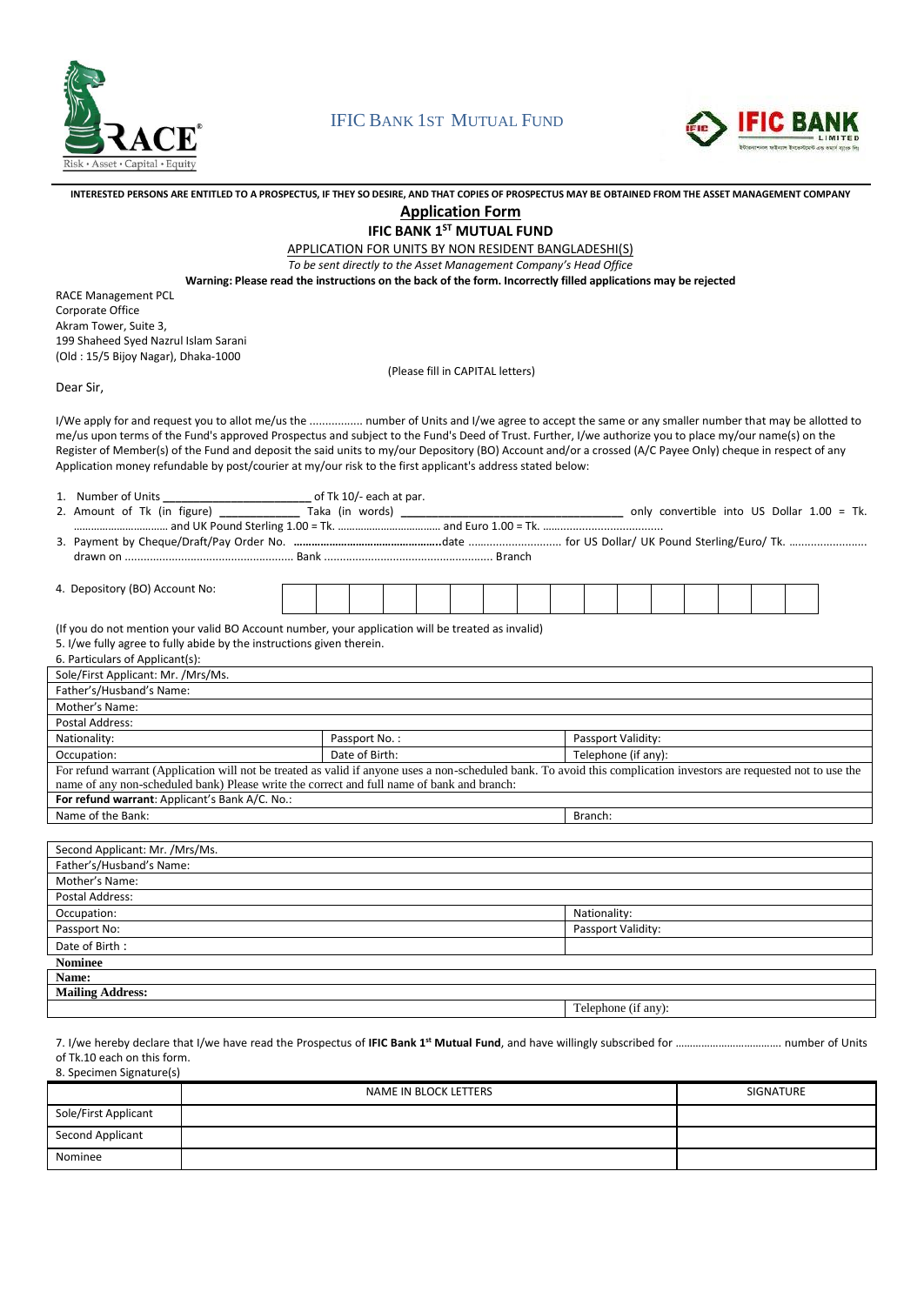IFIC BANK 1ST MUTUAL FUND

**INTERESTED PERSONS ARE ENTITLED TO A PROSPECTUS, IF THEY SO DESIRE, AND THAT COPIES OF PROSPECTUS MAY BE OBTAINED FROM THE ASSET MANAGEMENT COMPANY**

## Application Form

### IFIC BANK 1ST MUTUAL FUND

APPLICATION FOR UNITS BY NON RESIDENT BANGLADESHI(S)

*To be sent directly to the Asset Management Company's Head Office*

**Warning: Please read the instructions on the back of the form. Incorrectly filled applications may be rejected**

RACE Management PCL
Corporate Office
Akram Tower, Suite 3,
199 Shaheed Syed Nazrul Islam Sarani
(Old : 15/5 Bijoy Nagar), Dhaka-1000

(Please fill in CAPITAL letters)

Dear Sir,

I/We apply for and request you to allot me/us the ................ number of Units and I/we agree to accept the same or any smaller number that may be allotted to me/us upon terms of the Fund's approved Prospectus and subject to the Fund's Deed of Trust. Further, I/we authorize you to place my/our name(s) on the Register of Member(s) of the Fund and deposit the said units to my/our Depository (BO) Account and/or a crossed (A/C Payee Only) cheque in respect of any Application money refundable by post/courier at my/our risk to the first applicant's address stated below:

1. Number of Units ________________________ of Tk 10/- each at par.
2. Amount of Tk (in figure) ____________ Taka (in words) ___________________________________ only convertible into US Dollar 1.00 = Tk. ................................ and UK Pound Sterling 1.00 = Tk. .................................. and Euro 1.00 = Tk. ......................................
3. Payment by Cheque/Draft/Pay Order No. **................................................**date ............................ for US Dollar/ UK Pound Sterling/Euro/ Tk. ......................... drawn on ...................................................... Bank ...................................................... Branch
4. Depository (BO) Account No:

| | | | | | | | | | | | | | | | |
|---|---|---|---|---|---|---|---|---|---|---|---|---|---|---|---|
| | | | | | | | | | | | | | | | |

(If you do not mention your valid BO Account number, your application will be treated as invalid)

5. I/we fully agree to fully abide by the instructions given therein.
6. Particulars of Applicant(s):

| Sole/First Applicant: Mr. /Mrs/Ms. | | |
|---|---|---|
| Father's/Husband's Name: | | |
| Mother's Name: | | |
| Postal Address: | | |
| Nationality: | Passport No. : | Passport Validity: |
| Occupation: | Date of Birth: | Telephone (if any): |
| For refund warrant (Application will not be treated as valid if anyone uses a non-scheduled bank. To avoid this complication investors are requested not to use the name of any non-scheduled bank) Please write the correct and full name of bank and branch: | | |
| **For refund warrant**: Applicant's Bank A/C. No.: | | |
| Name of the Bank: | | Branch: |

| Second Applicant: Mr. /Mrs/Ms. | |
|---|---|
| Father's/Husband's Name: | |
| Mother's Name: | |
| Postal Address: | |
| Occupation: | Nationality: |
| Passport No: | Passport Validity: |
| Date of Birth : | |
| **Nominee** | |
| **Name:** | |
| **Mailing Address:** | |
| | Telephone (if any): |

7. I/we hereby declare that I/we have read the Prospectus of **IFIC Bank 1st Mutual Fund**, and have willingly subscribed for .................................... number of Units of Tk.10 each on this form.
8. Specimen Signature(s)

| | NAME IN BLOCK LETTERS | SIGNATURE |
|---|---|---|
| Sole/First Applicant | | |
| Second Applicant | | |
| Nominee | | |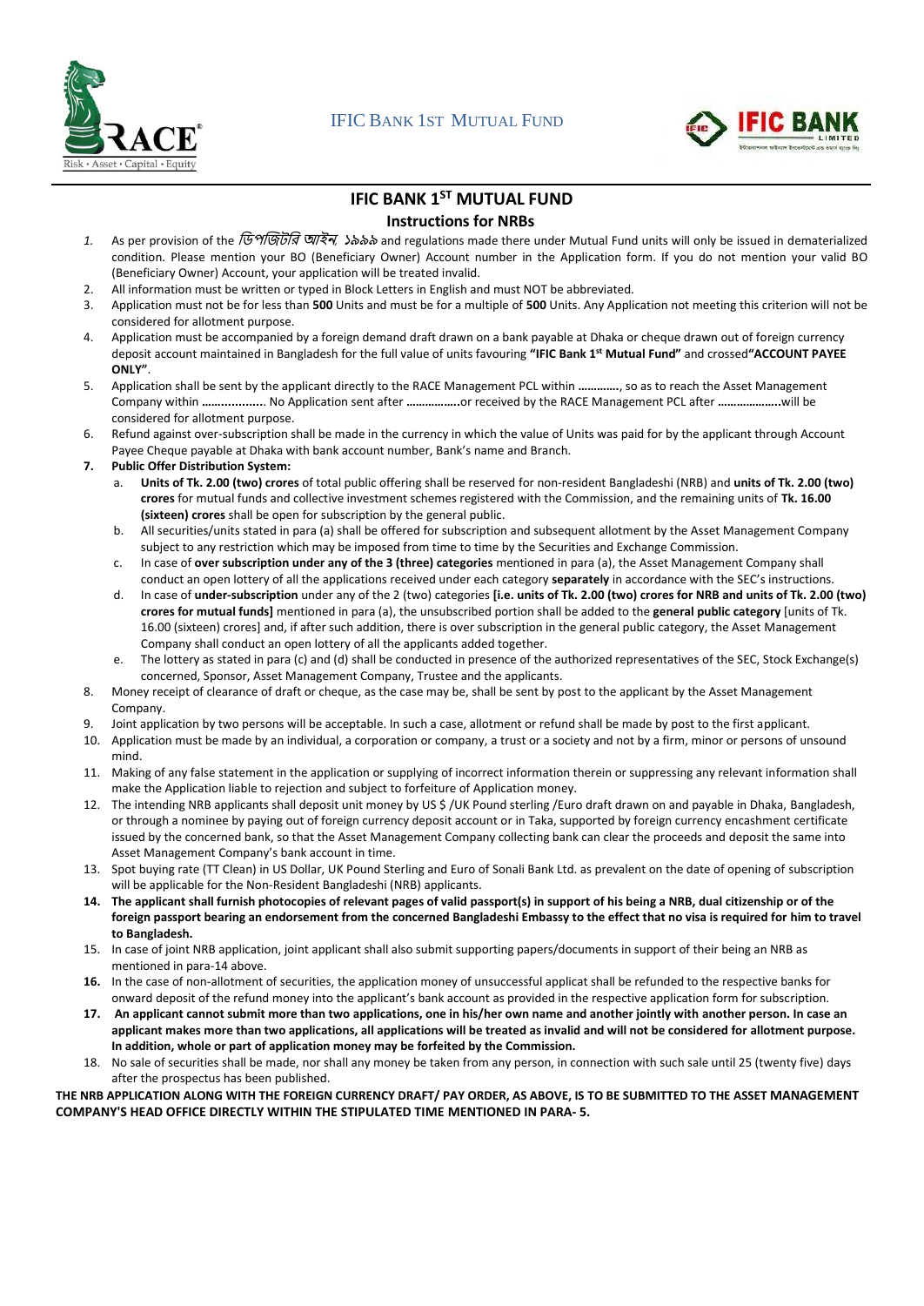# IFIC BANK 1ST MUTUAL FUND

## Instructions for NRBs

1. As per provision of the *ডিপজিটরি আইন, ১৯৯৯* and regulations made there under Mutual Fund units will only be issued in dematerialized condition. Please mention your BO (Beneficiary Owner) Account number in the Application form. If you do not mention your valid BO (Beneficiary Owner) Account, your application will be treated invalid.
2. All information must be written or typed in Block Letters in English and must NOT be abbreviated.
3. Application must not be for less than **500** Units and must be for a multiple of **500** Units. Any Application not meeting this criterion will not be considered for allotment purpose.
4. Application must be accompanied by a foreign demand draft drawn on a bank payable at Dhaka or cheque drawn out of foreign currency deposit account maintained in Bangladesh for the full value of units favouring **"IFIC Bank 1st Mutual Fund"** and crossed **"ACCOUNT PAYEE ONLY"**.
5. Application shall be sent by the applicant directly to the RACE Management PCL within …………, so as to reach the Asset Management Company within …............... No Application sent after ……………..or received by the RACE Management PCL after ………………..will be considered for allotment purpose.
6. Refund against over-subscription shall be made in the currency in which the value of Units was paid for by the applicant through Account Payee Cheque payable at Dhaka with bank account number, Bank's name and Branch.
7. **Public Offer Distribution System:**
   a. **Units of Tk. 2.00 (two) crores** of total public offering shall be reserved for non-resident Bangladeshi (NRB) and **units of Tk. 2.00 (two) crores** for mutual funds and collective investment schemes registered with the Commission, and the remaining units of **Tk. 16.00 (sixteen) crores** shall be open for subscription by the general public.
   b. All securities/units stated in para (a) shall be offered for subscription and subsequent allotment by the Asset Management Company subject to any restriction which may be imposed from time to time by the Securities and Exchange Commission.
   c. In case of **over subscription under any of the 3 (three) categories** mentioned in para (a), the Asset Management Company shall conduct an open lottery of all the applications received under each category **separately** in accordance with the SEC's instructions.
   d. In case of **under-subscription** under any of the 2 (two) categories **[i.e. units of Tk. 2.00 (two) crores for NRB and units of Tk. 2.00 (two) crores for mutual funds]** mentioned in para (a), the unsubscribed portion shall be added to the **general public category** [units of Tk. 16.00 (sixteen) crores] and, if after such addition, there is over subscription in the general public category, the Asset Management Company shall conduct an open lottery of all the applicants added together.
   e. The lottery as stated in para (c) and (d) shall be conducted in presence of the authorized representatives of the SEC, Stock Exchange(s) concerned, Sponsor, Asset Management Company, Trustee and the applicants.
8. Money receipt of clearance of draft or cheque, as the case may be, shall be sent by post to the applicant by the Asset Management Company.
9. Joint application by two persons will be acceptable. In such a case, allotment or refund shall be made by post to the first applicant.
10. Application must be made by an individual, a corporation or company, a trust or a society and not by a firm, minor or persons of unsound mind.
11. Making of any false statement in the application or supplying of incorrect information therein or suppressing any relevant information shall make the Application liable to rejection and subject to forfeiture of Application money.
12. The intending NRB applicants shall deposit unit money by US $ /UK Pound sterling /Euro draft drawn on and payable in Dhaka, Bangladesh, or through a nominee by paying out of foreign currency deposit account or in Taka, supported by foreign currency encashment certificate issued by the concerned bank, so that the Asset Management Company collecting bank can clear the proceeds and deposit the same into Asset Management Company's bank account in time.
13. Spot buying rate (TT Clean) in US Dollar, UK Pound Sterling and Euro of Sonali Bank Ltd. as prevalent on the date of opening of subscription will be applicable for the Non-Resident Bangladeshi (NRB) applicants.
14. **The applicant shall furnish photocopies of relevant pages of valid passport(s) in support of his being a NRB, dual citizenship or of the foreign passport bearing an endorsement from the concerned Bangladeshi Embassy to the effect that no visa is required for him to travel to Bangladesh.**
15. In case of joint NRB application, joint applicant shall also submit supporting papers/documents in support of their being an NRB as mentioned in para-14 above.
16. In the case of non-allotment of securities, the application money of unsuccessful applicat shall be refunded to the respective banks for onward deposit of the refund money into the applicant's bank account as provided in the respective application form for subscription.
17. **An applicant cannot submit more than two applications, one in his/her own name and another jointly with another person. In case an applicant makes more than two applications, all applications will be treated as invalid and will not be considered for allotment purpose. In addition, whole or part of application money may be forfeited by the Commission.**
18. No sale of securities shall be made, nor shall any money be taken from any person, in connection with such sale until 25 (twenty five) days after the prospectus has been published.

**THE NRB APPLICATION ALONG WITH THE FOREIGN CURRENCY DRAFT/ PAY ORDER, AS ABOVE, IS TO BE SUBMITTED TO THE ASSET MANAGEMENT COMPANY'S HEAD OFFICE DIRECTLY WITHIN THE STIPULATED TIME MENTIONED IN PARA- 5.**